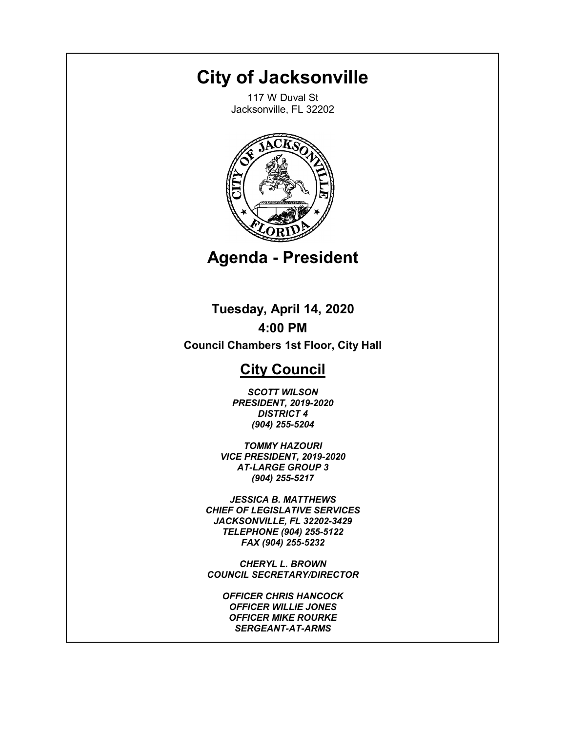# City of Jacksonville

117 W Duval St
Jacksonville, FL 32202

# Agenda - President

**Tuesday, April 14, 2020**

**4:00 PM**

**Council Chambers 1st Floor, City Hall**

## City Council

***SCOTT WILSON***
***PRESIDENT, 2019-2020***
***DISTRICT 4***
***(904) 255-5204***

***TOMMY HAZOURI***
***VICE PRESIDENT, 2019-2020***
***AT-LARGE GROUP 3***
***(904) 255-5217***

***JESSICA B. MATTHEWS***
***CHIEF OF LEGISLATIVE SERVICES***
***JACKSONVILLE, FL 32202-3429***
***TELEPHONE (904) 255-5122***
***FAX (904) 255-5232***

***CHERYL L. BROWN***
***COUNCIL SECRETARY/DIRECTOR***

***OFFICER CHRIS HANCOCK***
***OFFICER WILLIE JONES***
***OFFICER MIKE ROURKE***
***SERGEANT-AT-ARMS***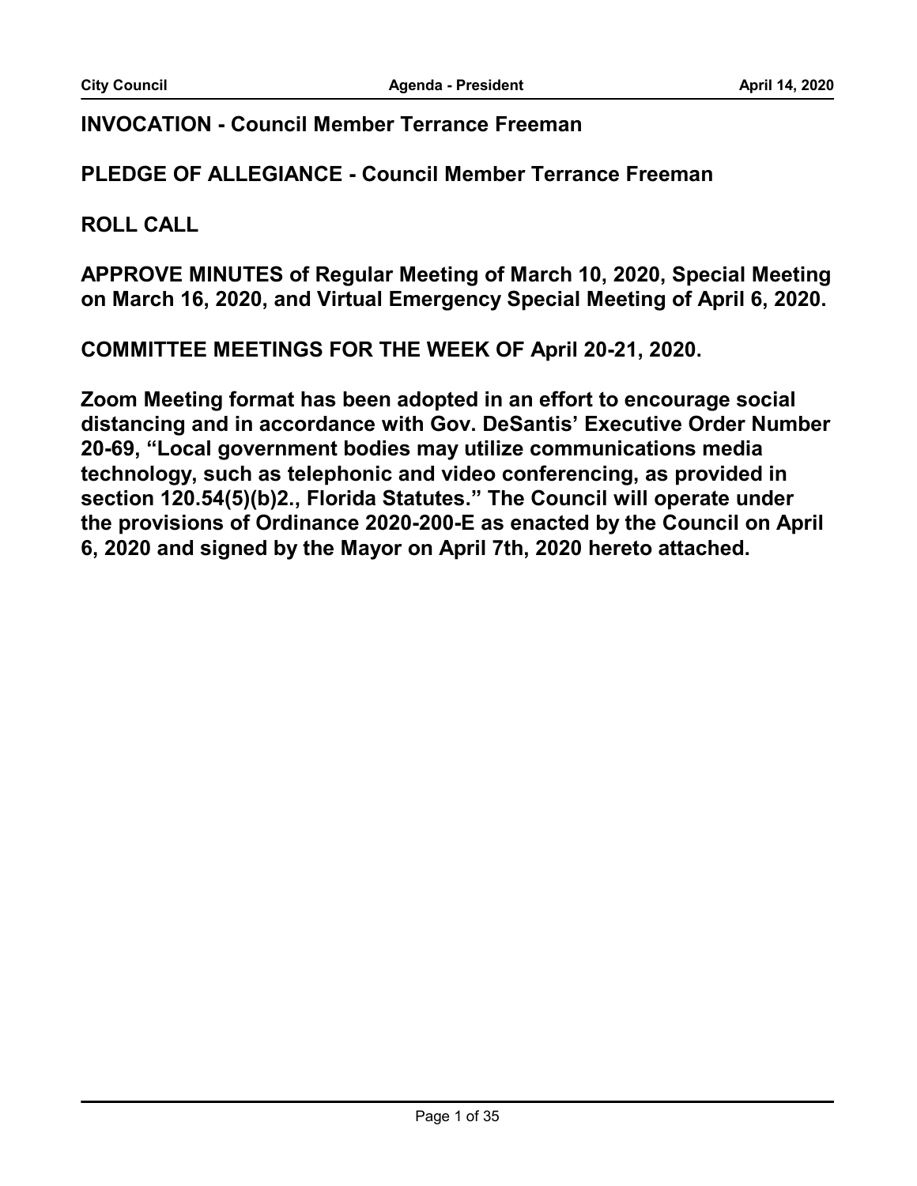**INVOCATION - Council Member Terrance Freeman**

**PLEDGE OF ALLEGIANCE - Council Member Terrance Freeman**

**ROLL CALL**

**APPROVE MINUTES of Regular Meeting of March 10, 2020, Special Meeting on March 16, 2020, and Virtual Emergency Special Meeting of April 6, 2020.**

**COMMITTEE MEETINGS FOR THE WEEK OF April 20-21, 2020.**

**Zoom Meeting format has been adopted in an effort to encourage social distancing and in accordance with Gov. DeSantis' Executive Order Number 20-69, "Local government bodies may utilize communications media technology, such as telephonic and video conferencing, as provided in section 120.54(5)(b)2., Florida Statutes." The Council will operate under the provisions of Ordinance 2020-200-E as enacted by the Council on April 6, 2020 and signed by the Mayor on April 7th, 2020 hereto attached.**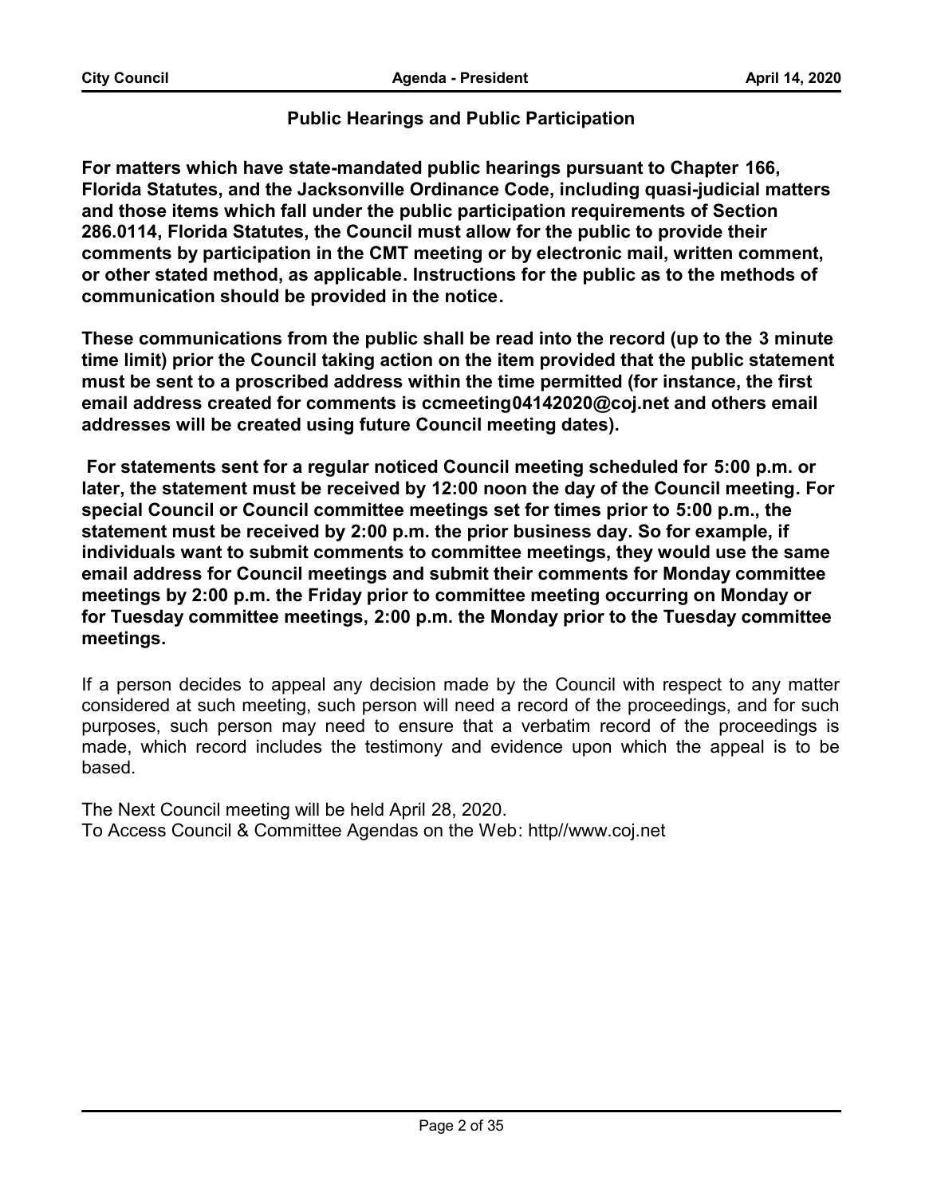## Public Hearings and Public Participation

**For matters which have state-mandated public hearings pursuant to Chapter 166, Florida Statutes, and the Jacksonville Ordinance Code, including quasi-judicial matters and those items which fall under the public participation requirements of Section 286.0114, Florida Statutes, the Council must allow for the public to provide their comments by participation in the CMT meeting or by electronic mail, written comment, or other stated method, as applicable. Instructions for the public as to the methods of communication should be provided in the notice.**

**These communications from the public shall be read into the record (up to the 3 minute time limit) prior the Council taking action on the item provided that the public statement must be sent to a proscribed address within the time permitted (for instance, the first email address created for comments is ccmeeting04142020@coj.net and others email addresses will be created using future Council meeting dates).**

**For statements sent for a regular noticed Council meeting scheduled for 5:00 p.m. or later, the statement must be received by 12:00 noon the day of the Council meeting. For special Council or Council committee meetings set for times prior to 5:00 p.m., the statement must be received by 2:00 p.m. the prior business day. So for example, if individuals want to submit comments to committee meetings, they would use the same email address for Council meetings and submit their comments for Monday committee meetings by 2:00 p.m. the Friday prior to committee meeting occurring on Monday or for Tuesday committee meetings, 2:00 p.m. the Monday prior to the Tuesday committee meetings.**

If a person decides to appeal any decision made by the Council with respect to any matter considered at such meeting, such person will need a record of the proceedings, and for such purposes, such person may need to ensure that a verbatim record of the proceedings is made, which record includes the testimony and evidence upon which the appeal is to be based.

The Next Council meeting will be held April 28, 2020.
To Access Council & Committee Agendas on the Web: http//www.coj.net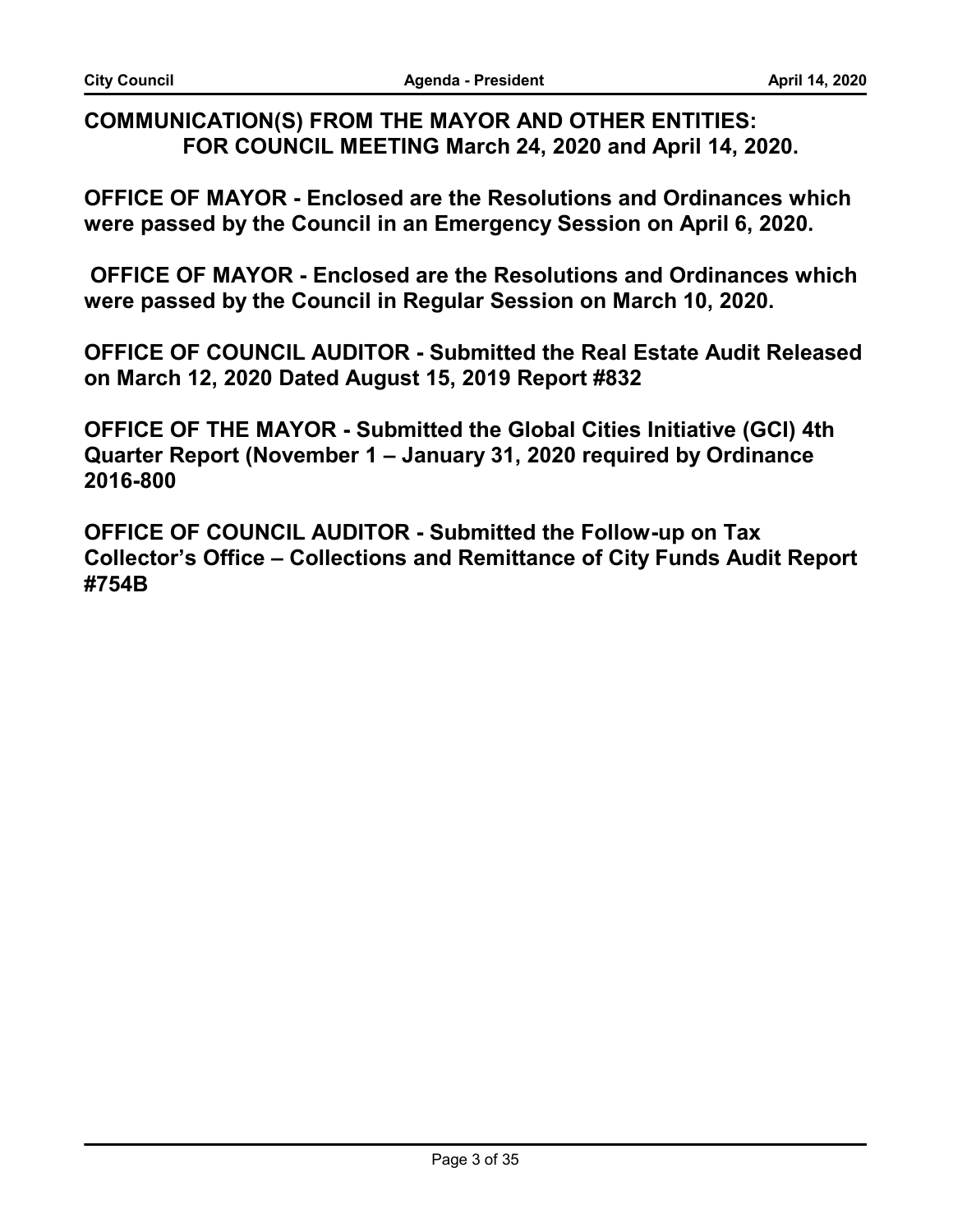**COMMUNICATION(S) FROM THE MAYOR AND OTHER ENTITIES: FOR COUNCIL MEETING March 24, 2020 and April 14, 2020.**

**OFFICE OF MAYOR - Enclosed are the Resolutions and Ordinances which were passed by the Council in an Emergency Session on April 6, 2020.**

**OFFICE OF MAYOR - Enclosed are the Resolutions and Ordinances which were passed by the Council in Regular Session on March 10, 2020.**

**OFFICE OF COUNCIL AUDITOR - Submitted the Real Estate Audit Released on March 12, 2020 Dated August 15, 2019 Report #832**

**OFFICE OF THE MAYOR - Submitted the Global Cities Initiative (GCI) 4th Quarter Report (November 1 – January 31, 2020 required by Ordinance 2016-800**

**OFFICE OF COUNCIL AUDITOR - Submitted the Follow-up on Tax Collector's Office – Collections and Remittance of City Funds Audit Report #754B**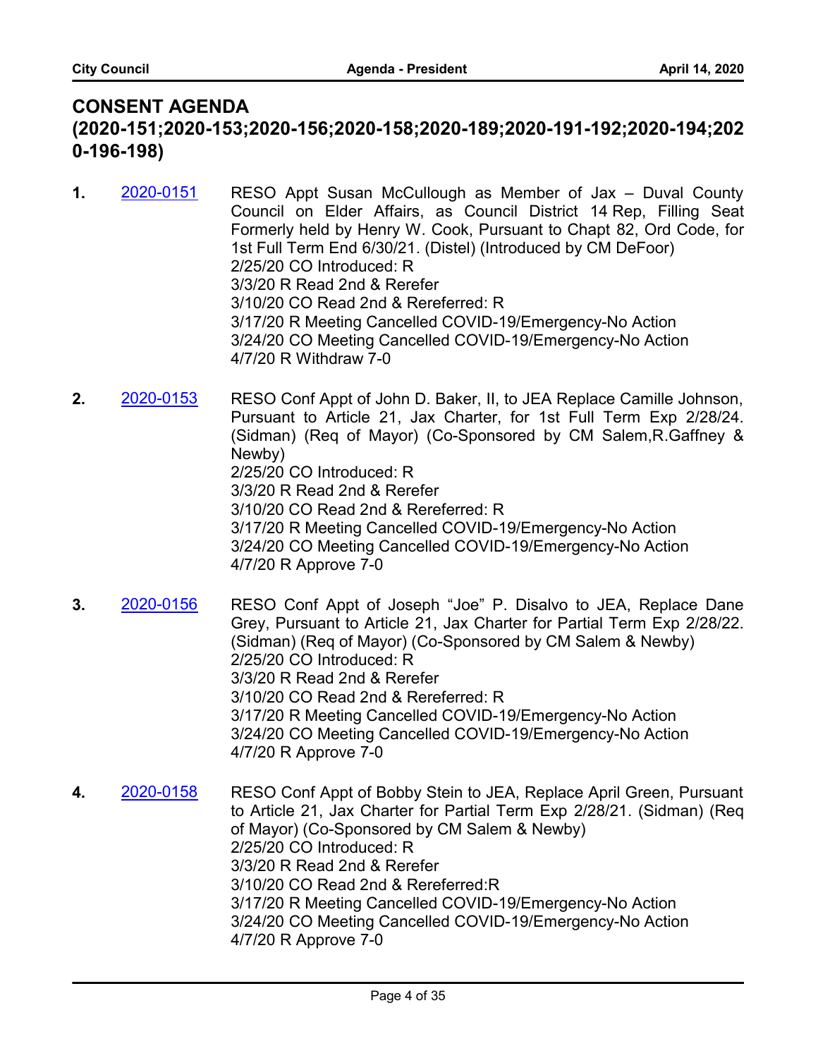## CONSENT AGENDA (2020-151;2020-153;2020-156;2020-158;2020-189;2020-191-192;2020-194;2020-196-198)

**1.** [2020-0151] RESO Appt Susan McCullough as Member of Jax – Duval County Council on Elder Affairs, as Council District 14 Rep, Filling Seat Formerly held by Henry W. Cook, Pursuant to Chapt 82, Ord Code, for 1st Full Term End 6/30/21. (Distel) (Introduced by CM DeFoor)
2/25/20 CO Introduced: R
3/3/20 R Read 2nd & Rerefer
3/10/20 CO Read 2nd & Rereferred: R
3/17/20 R Meeting Cancelled COVID-19/Emergency-No Action
3/24/20 CO Meeting Cancelled COVID-19/Emergency-No Action
4/7/20 R Withdraw 7-0

**2.** [2020-0153] RESO Conf Appt of John D. Baker, II, to JEA Replace Camille Johnson, Pursuant to Article 21, Jax Charter, for 1st Full Term Exp 2/28/24. (Sidman) (Req of Mayor) (Co-Sponsored by CM Salem,R.Gaffney & Newby)
2/25/20 CO Introduced: R
3/3/20 R Read 2nd & Rerefer
3/10/20 CO Read 2nd & Rereferred: R
3/17/20 R Meeting Cancelled COVID-19/Emergency-No Action
3/24/20 CO Meeting Cancelled COVID-19/Emergency-No Action
4/7/20 R Approve 7-0

**3.** [2020-0156] RESO Conf Appt of Joseph "Joe" P. Disalvo to JEA, Replace Dane Grey, Pursuant to Article 21, Jax Charter for Partial Term Exp 2/28/22. (Sidman) (Req of Mayor) (Co-Sponsored by CM Salem & Newby)
2/25/20 CO Introduced: R
3/3/20 R Read 2nd & Rerefer
3/10/20 CO Read 2nd & Rereferred: R
3/17/20 R Meeting Cancelled COVID-19/Emergency-No Action
3/24/20 CO Meeting Cancelled COVID-19/Emergency-No Action
4/7/20 R Approve 7-0

**4.** [2020-0158] RESO Conf Appt of Bobby Stein to JEA, Replace April Green, Pursuant to Article 21, Jax Charter for Partial Term Exp 2/28/21. (Sidman) (Req of Mayor) (Co-Sponsored by CM Salem & Newby)
2/25/20 CO Introduced: R
3/3/20 R Read 2nd & Rerefer
3/10/20 CO Read 2nd & Rereferred:R
3/17/20 R Meeting Cancelled COVID-19/Emergency-No Action
3/24/20 CO Meeting Cancelled COVID-19/Emergency-No Action
4/7/20 R Approve 7-0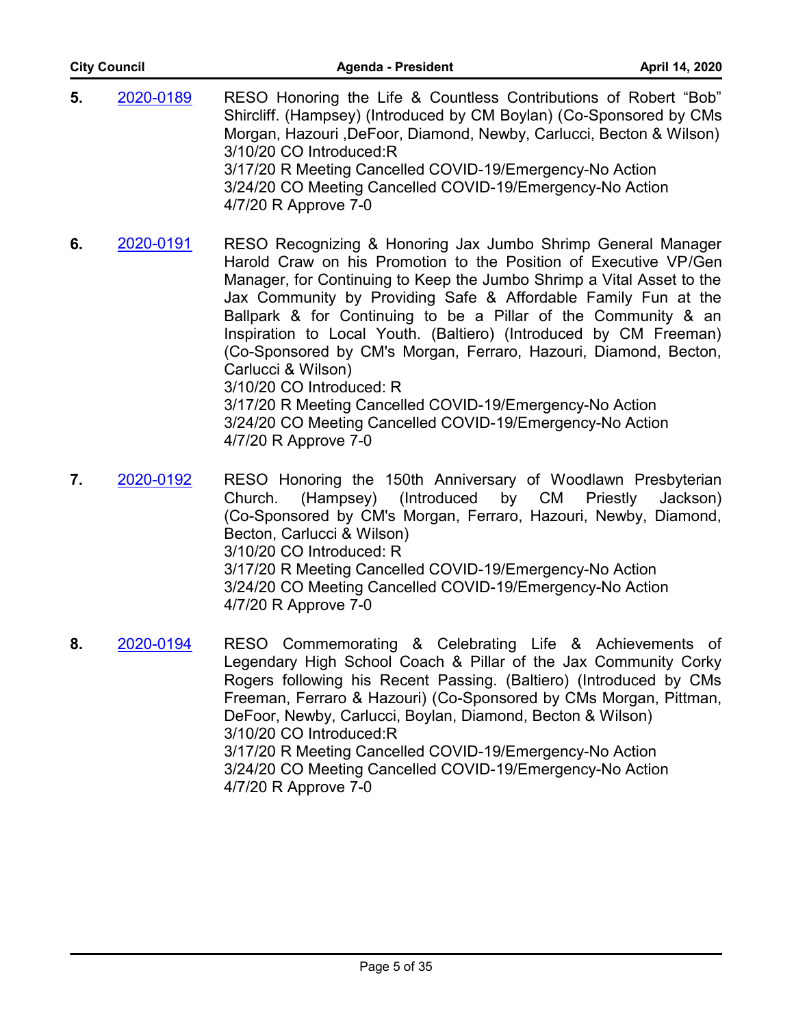5. [2020-0189] RESO Honoring the Life & Countless Contributions of Robert "Bob" Shircliff. (Hampsey) (Introduced by CM Boylan) (Co-Sponsored by CMs Morgan, Hazouri ,DeFoor, Diamond, Newby, Carlucci, Becton & Wilson)
3/10/20 CO Introduced:R
3/17/20 R Meeting Cancelled COVID-19/Emergency-No Action
3/24/20 CO Meeting Cancelled COVID-19/Emergency-No Action
4/7/20 R Approve 7-0

6. [2020-0191] RESO Recognizing & Honoring Jax Jumbo Shrimp General Manager Harold Craw on his Promotion to the Position of Executive VP/Gen Manager, for Continuing to Keep the Jumbo Shrimp a Vital Asset to the Jax Community by Providing Safe & Affordable Family Fun at the Ballpark & for Continuing to be a Pillar of the Community & an Inspiration to Local Youth. (Baltiero) (Introduced by CM Freeman) (Co-Sponsored by CM's Morgan, Ferraro, Hazouri, Diamond, Becton, Carlucci & Wilson)
3/10/20 CO Introduced: R
3/17/20 R Meeting Cancelled COVID-19/Emergency-No Action
3/24/20 CO Meeting Cancelled COVID-19/Emergency-No Action
4/7/20 R Approve 7-0

7. [2020-0192] RESO Honoring the 150th Anniversary of Woodlawn Presbyterian Church. (Hampsey) (Introduced by CM Priestly Jackson) (Co-Sponsored by CM's Morgan, Ferraro, Hazouri, Newby, Diamond, Becton, Carlucci & Wilson)
3/10/20 CO Introduced: R
3/17/20 R Meeting Cancelled COVID-19/Emergency-No Action
3/24/20 CO Meeting Cancelled COVID-19/Emergency-No Action
4/7/20 R Approve 7-0

8. [2020-0194] RESO Commemorating & Celebrating Life & Achievements of Legendary High School Coach & Pillar of the Jax Community Corky Rogers following his Recent Passing. (Baltiero) (Introduced by CMs Freeman, Ferraro & Hazouri) (Co-Sponsored by CMs Morgan, Pittman, DeFoor, Newby, Carlucci, Boylan, Diamond, Becton & Wilson)
3/10/20 CO Introduced:R
3/17/20 R Meeting Cancelled COVID-19/Emergency-No Action
3/24/20 CO Meeting Cancelled COVID-19/Emergency-No Action
4/7/20 R Approve 7-0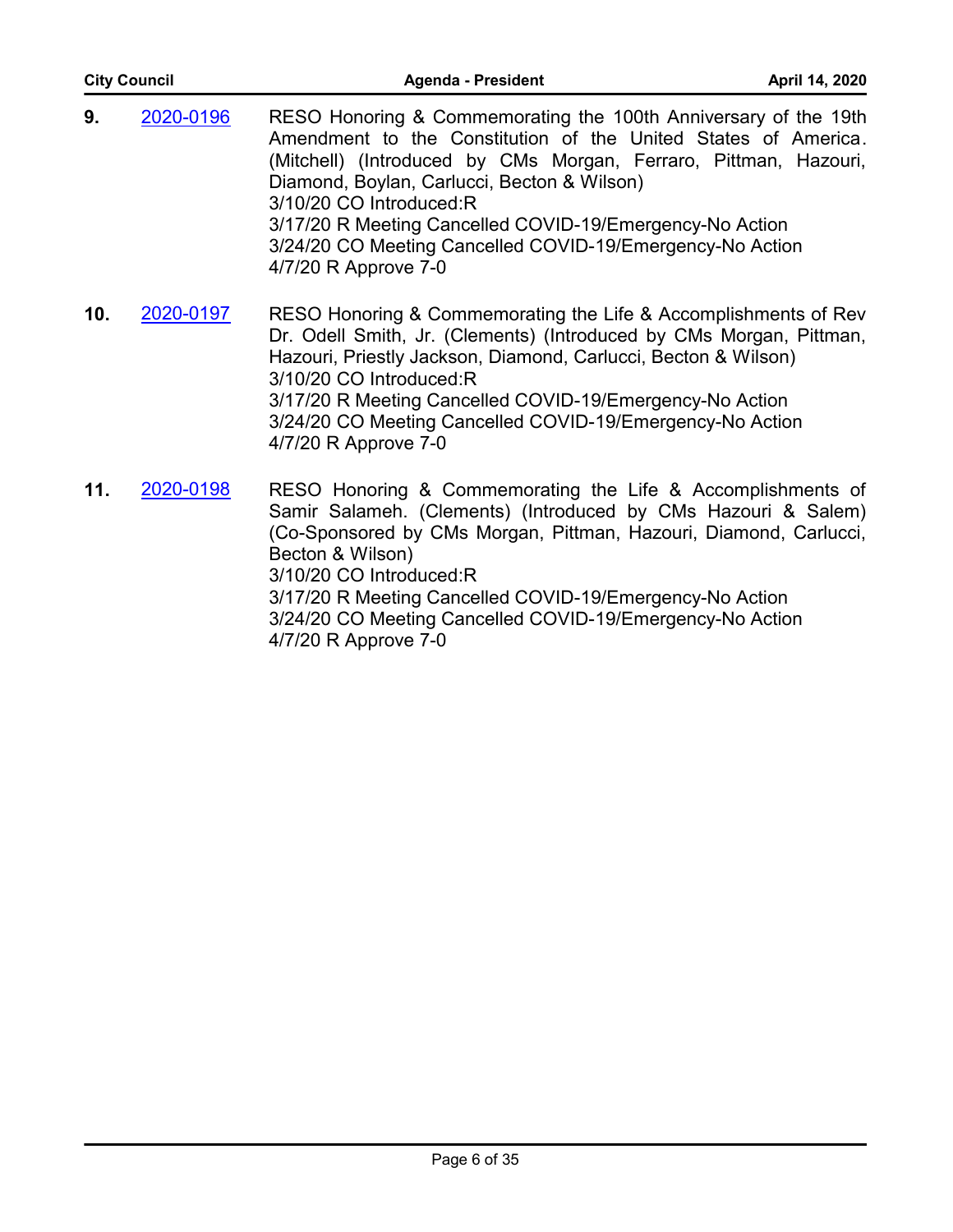**9.** [2020-0196](#) RESO Honoring & Commemorating the 100th Anniversary of the 19th Amendment to the Constitution of the United States of America. (Mitchell) (Introduced by CMs Morgan, Ferraro, Pittman, Hazouri, Diamond, Boylan, Carlucci, Becton & Wilson)
3/10/20 CO Introduced:R
3/17/20 R Meeting Cancelled COVID-19/Emergency-No Action
3/24/20 CO Meeting Cancelled COVID-19/Emergency-No Action
4/7/20 R Approve 7-0

**10.** [2020-0197](#) RESO Honoring & Commemorating the Life & Accomplishments of Rev Dr. Odell Smith, Jr. (Clements) (Introduced by CMs Morgan, Pittman, Hazouri, Priestly Jackson, Diamond, Carlucci, Becton & Wilson)
3/10/20 CO Introduced:R
3/17/20 R Meeting Cancelled COVID-19/Emergency-No Action
3/24/20 CO Meeting Cancelled COVID-19/Emergency-No Action
4/7/20 R Approve 7-0

**11.** [2020-0198](#) RESO Honoring & Commemorating the Life & Accomplishments of Samir Salameh. (Clements) (Introduced by CMs Hazouri & Salem) (Co-Sponsored by CMs Morgan, Pittman, Hazouri, Diamond, Carlucci, Becton & Wilson)
3/10/20 CO Introduced:R
3/17/20 R Meeting Cancelled COVID-19/Emergency-No Action
3/24/20 CO Meeting Cancelled COVID-19/Emergency-No Action
4/7/20 R Approve 7-0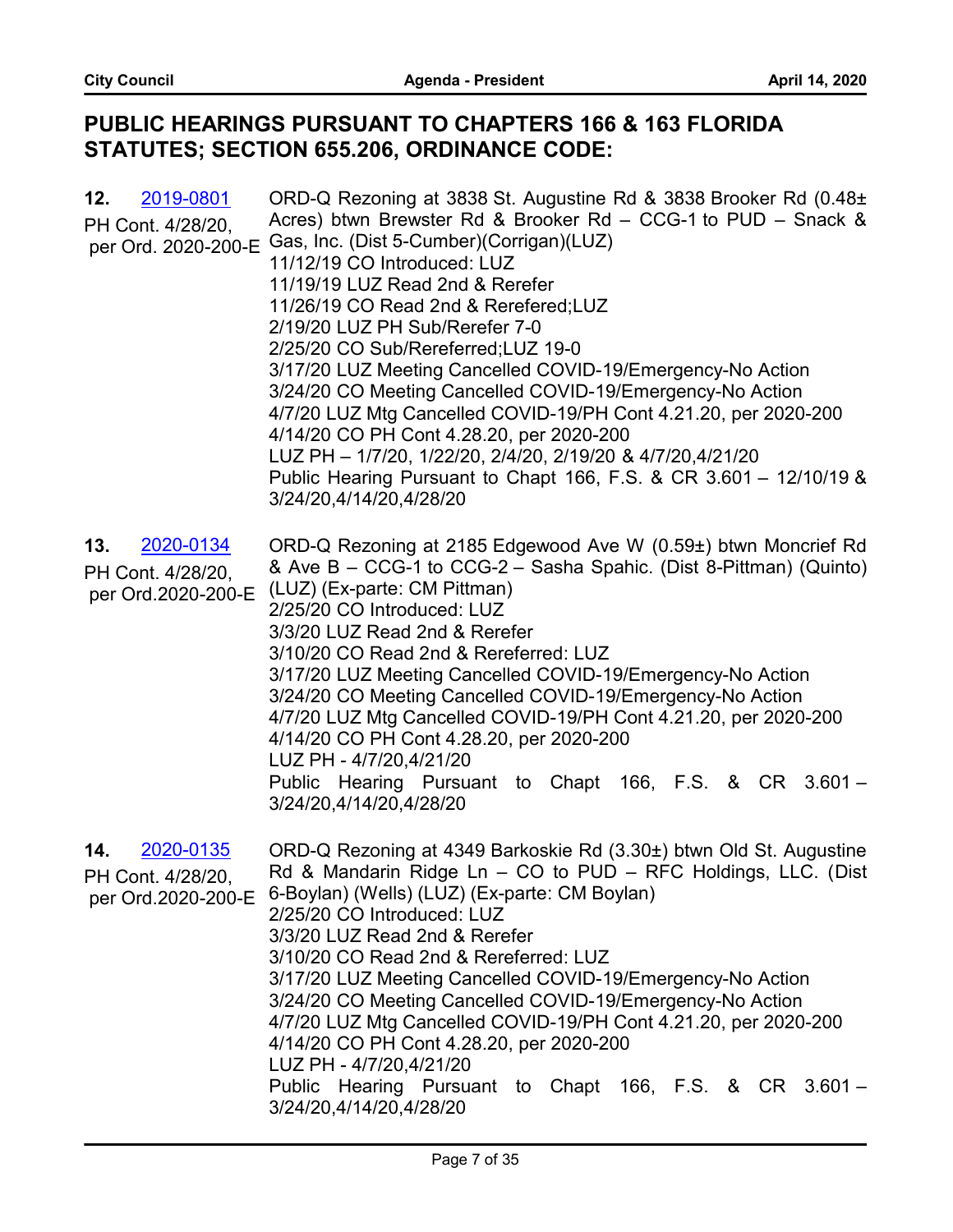## PUBLIC HEARINGS PURSUANT TO CHAPTERS 166 & 163 FLORIDA STATUTES; SECTION 655.206, ORDINANCE CODE:

**12.** 2019-0801
PH Cont. 4/28/20, per Ord. 2020-200-E

ORD-Q Rezoning at 3838 St. Augustine Rd & 3838 Brooker Rd (0.48± Acres) btwn Brewster Rd & Brooker Rd – CCG-1 to PUD – Snack & Gas, Inc. (Dist 5-Cumber)(Corrigan)(LUZ)
11/12/19 CO Introduced: LUZ
11/19/19 LUZ Read 2nd & Rerefer
11/26/19 CO Read 2nd & Rerefered;LUZ
2/19/20 LUZ PH Sub/Rerefer 7-0
2/25/20 CO Sub/Rereferred;LUZ 19-0
3/17/20 LUZ Meeting Cancelled COVID-19/Emergency-No Action
3/24/20 CO Meeting Cancelled COVID-19/Emergency-No Action
4/7/20 LUZ Mtg Cancelled COVID-19/PH Cont 4.21.20, per 2020-200
4/14/20 CO PH Cont 4.28.20, per 2020-200
LUZ PH – 1/7/20, 1/22/20, 2/4/20, 2/19/20 & 4/7/20,4/21/20
Public Hearing Pursuant to Chapt 166, F.S. & CR 3.601 – 12/10/19 & 3/24/20,4/14/20,4/28/20

**13.** 2020-0134
PH Cont. 4/28/20, per Ord.2020-200-E

ORD-Q Rezoning at 2185 Edgewood Ave W (0.59±) btwn Moncrief Rd & Ave B – CCG-1 to CCG-2 – Sasha Spahic. (Dist 8-Pittman) (Quinto) (LUZ) (Ex-parte: CM Pittman)
2/25/20 CO Introduced: LUZ
3/3/20 LUZ Read 2nd & Rerefer
3/10/20 CO Read 2nd & Rereferred: LUZ
3/17/20 LUZ Meeting Cancelled COVID-19/Emergency-No Action
3/24/20 CO Meeting Cancelled COVID-19/Emergency-No Action
4/7/20 LUZ Mtg Cancelled COVID-19/PH Cont 4.21.20, per 2020-200
4/14/20 CO PH Cont 4.28.20, per 2020-200
LUZ PH - 4/7/20,4/21/20
Public Hearing Pursuant to Chapt 166, F.S. & CR 3.601 – 3/24/20,4/14/20,4/28/20

**14.** 2020-0135
PH Cont. 4/28/20, per Ord.2020-200-E

ORD-Q Rezoning at 4349 Barkoskie Rd (3.30±) btwn Old St. Augustine Rd & Mandarin Ridge Ln – CO to PUD – RFC Holdings, LLC. (Dist 6-Boylan) (Wells) (LUZ) (Ex-parte: CM Boylan)
2/25/20 CO Introduced: LUZ
3/3/20 LUZ Read 2nd & Rerefer
3/10/20 CO Read 2nd & Rereferred: LUZ
3/17/20 LUZ Meeting Cancelled COVID-19/Emergency-No Action
3/24/20 CO Meeting Cancelled COVID-19/Emergency-No Action
4/7/20 LUZ Mtg Cancelled COVID-19/PH Cont 4.21.20, per 2020-200
4/14/20 CO PH Cont 4.28.20, per 2020-200
LUZ PH - 4/7/20,4/21/20
Public Hearing Pursuant to Chapt 166, F.S. & CR 3.601 – 3/24/20,4/14/20,4/28/20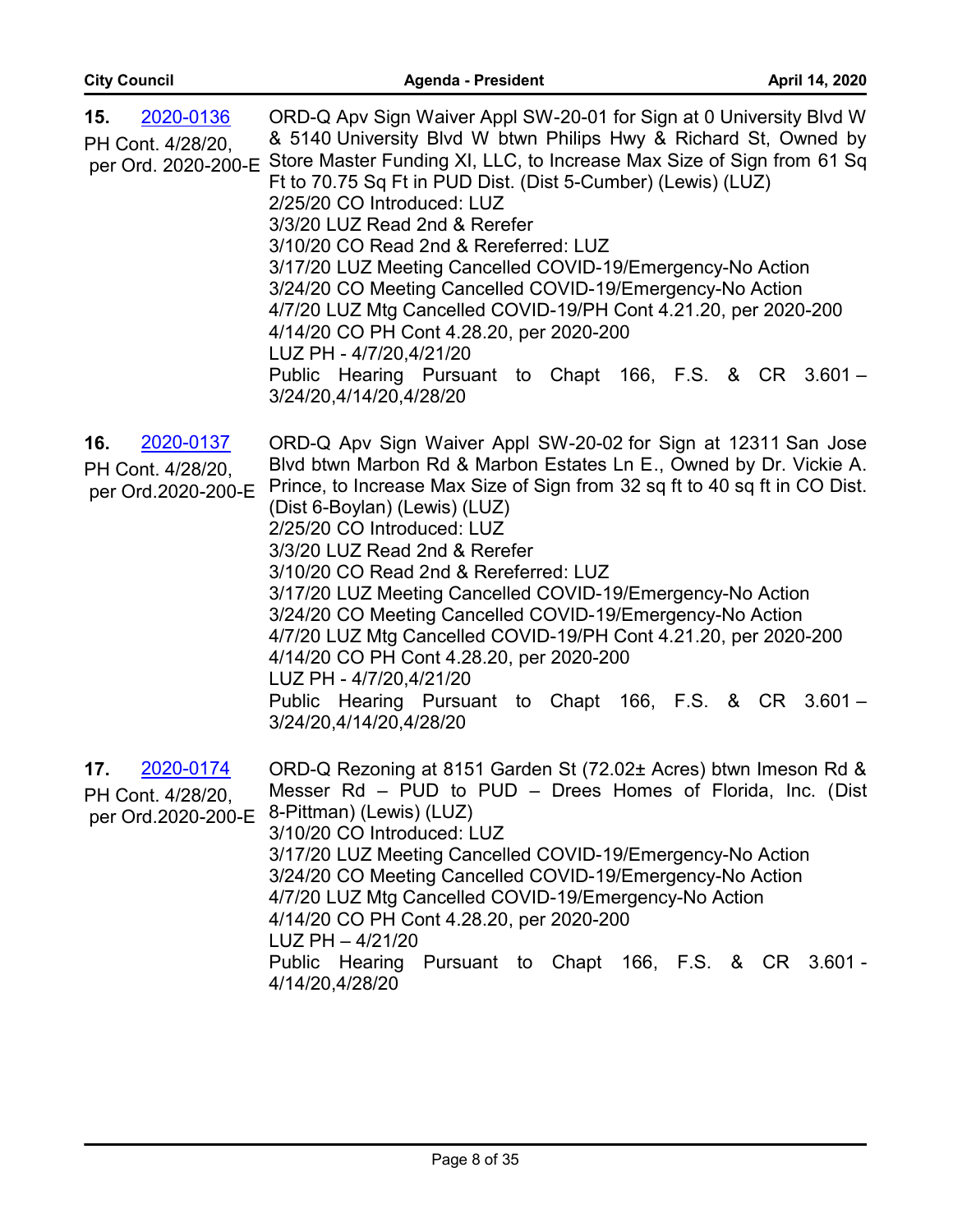**15.** 2020-0136
PH Cont. 4/28/20, per Ord. 2020-200-E

ORD-Q Apv Sign Waiver Appl SW-20-01 for Sign at 0 University Blvd W & 5140 University Blvd W btwn Philips Hwy & Richard St, Owned by Store Master Funding XI, LLC, to Increase Max Size of Sign from 61 Sq Ft to 70.75 Sq Ft in PUD Dist. (Dist 5-Cumber) (Lewis) (LUZ)
2/25/20 CO Introduced: LUZ
3/3/20 LUZ Read 2nd & Rerefer
3/10/20 CO Read 2nd & Rereferred: LUZ
3/17/20 LUZ Meeting Cancelled COVID-19/Emergency-No Action
3/24/20 CO Meeting Cancelled COVID-19/Emergency-No Action
4/7/20 LUZ Mtg Cancelled COVID-19/PH Cont 4.21.20, per 2020-200
4/14/20 CO PH Cont 4.28.20, per 2020-200
LUZ PH - 4/7/20,4/21/20
Public Hearing Pursuant to Chapt 166, F.S. & CR 3.601 – 3/24/20,4/14/20,4/28/20

**16.** 2020-0137
PH Cont. 4/28/20, per Ord.2020-200-E

ORD-Q Apv Sign Waiver Appl SW-20-02 for Sign at 12311 San Jose Blvd btwn Marbon Rd & Marbon Estates Ln E., Owned by Dr. Vickie A. Prince, to Increase Max Size of Sign from 32 sq ft to 40 sq ft in CO Dist. (Dist 6-Boylan) (Lewis) (LUZ)
2/25/20 CO Introduced: LUZ
3/3/20 LUZ Read 2nd & Rerefer
3/10/20 CO Read 2nd & Rereferred: LUZ
3/17/20 LUZ Meeting Cancelled COVID-19/Emergency-No Action
3/24/20 CO Meeting Cancelled COVID-19/Emergency-No Action
4/7/20 LUZ Mtg Cancelled COVID-19/PH Cont 4.21.20, per 2020-200
4/14/20 CO PH Cont 4.28.20, per 2020-200
LUZ PH - 4/7/20,4/21/20
Public Hearing Pursuant to Chapt 166, F.S. & CR 3.601 – 3/24/20,4/14/20,4/28/20

**17.** 2020-0174
PH Cont. 4/28/20, per Ord.2020-200-E

ORD-Q Rezoning at 8151 Garden St (72.02± Acres) btwn Imeson Rd & Messer Rd – PUD to PUD – Drees Homes of Florida, Inc. (Dist 8-Pittman) (Lewis) (LUZ)
3/10/20 CO Introduced: LUZ
3/17/20 LUZ Meeting Cancelled COVID-19/Emergency-No Action
3/24/20 CO Meeting Cancelled COVID-19/Emergency-No Action
4/7/20 LUZ Mtg Cancelled COVID-19/Emergency-No Action
4/14/20 CO PH Cont 4.28.20, per 2020-200
LUZ PH – 4/21/20
Public Hearing Pursuant to Chapt 166, F.S. & CR 3.601 - 4/14/20,4/28/20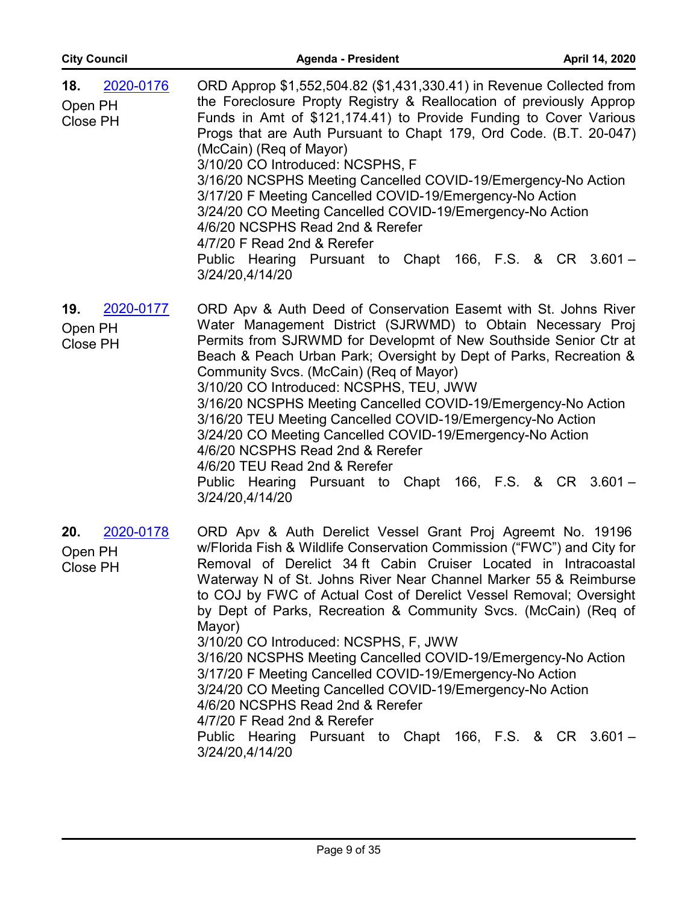**18.** [2020-0176](2020-0176)

Open PH
Close PH

ORD Approp $1,552,504.82 ($1,431,330.41) in Revenue Collected from the Foreclosure Propty Registry & Reallocation of previously Approp Funds in Amt of $121,174.41) to Provide Funding to Cover Various Progs that are Auth Pursuant to Chapt 179, Ord Code. (B.T. 20-047) (McCain) (Req of Mayor)
3/10/20 CO Introduced: NCSPHS, F
3/16/20 NCSPHS Meeting Cancelled COVID-19/Emergency-No Action
3/17/20 F Meeting Cancelled COVID-19/Emergency-No Action
3/24/20 CO Meeting Cancelled COVID-19/Emergency-No Action
4/6/20 NCSPHS Read 2nd & Rerefer
4/7/20 F Read 2nd & Rerefer
Public Hearing Pursuant to Chapt 166, F.S. & CR 3.601 – 3/24/20,4/14/20

**19.** [2020-0177](2020-0177)

Open PH
Close PH

ORD Apv & Auth Deed of Conservation Easemt with St. Johns River Water Management District (SJRWMD) to Obtain Necessary Proj Permits from SJRWMD for Developmt of New Southside Senior Ctr at Beach & Peach Urban Park; Oversight by Dept of Parks, Recreation & Community Svcs. (McCain) (Req of Mayor)
3/10/20 CO Introduced: NCSPHS, TEU, JWW
3/16/20 NCSPHS Meeting Cancelled COVID-19/Emergency-No Action
3/16/20 TEU Meeting Cancelled COVID-19/Emergency-No Action
3/24/20 CO Meeting Cancelled COVID-19/Emergency-No Action
4/6/20 NCSPHS Read 2nd & Rerefer
4/6/20 TEU Read 2nd & Rerefer
Public Hearing Pursuant to Chapt 166, F.S. & CR 3.601 – 3/24/20,4/14/20

**20.** [2020-0178](2020-0178)

Open PH
Close PH

ORD Apv & Auth Derelict Vessel Grant Proj Agreemt No. 19196 w/Florida Fish & Wildlife Conservation Commission ("FWC") and City for Removal of Derelict 34 ft Cabin Cruiser Located in Intracoastal Waterway N of St. Johns River Near Channel Marker 55 & Reimburse to COJ by FWC of Actual Cost of Derelict Vessel Removal; Oversight by Dept of Parks, Recreation & Community Svcs. (McCain) (Req of Mayor)
3/10/20 CO Introduced: NCSPHS, F, JWW
3/16/20 NCSPHS Meeting Cancelled COVID-19/Emergency-No Action
3/17/20 F Meeting Cancelled COVID-19/Emergency-No Action
3/24/20 CO Meeting Cancelled COVID-19/Emergency-No Action
4/6/20 NCSPHS Read 2nd & Rerefer
4/7/20 F Read 2nd & Rerefer
Public Hearing Pursuant to Chapt 166, F.S. & CR 3.601 – 3/24/20,4/14/20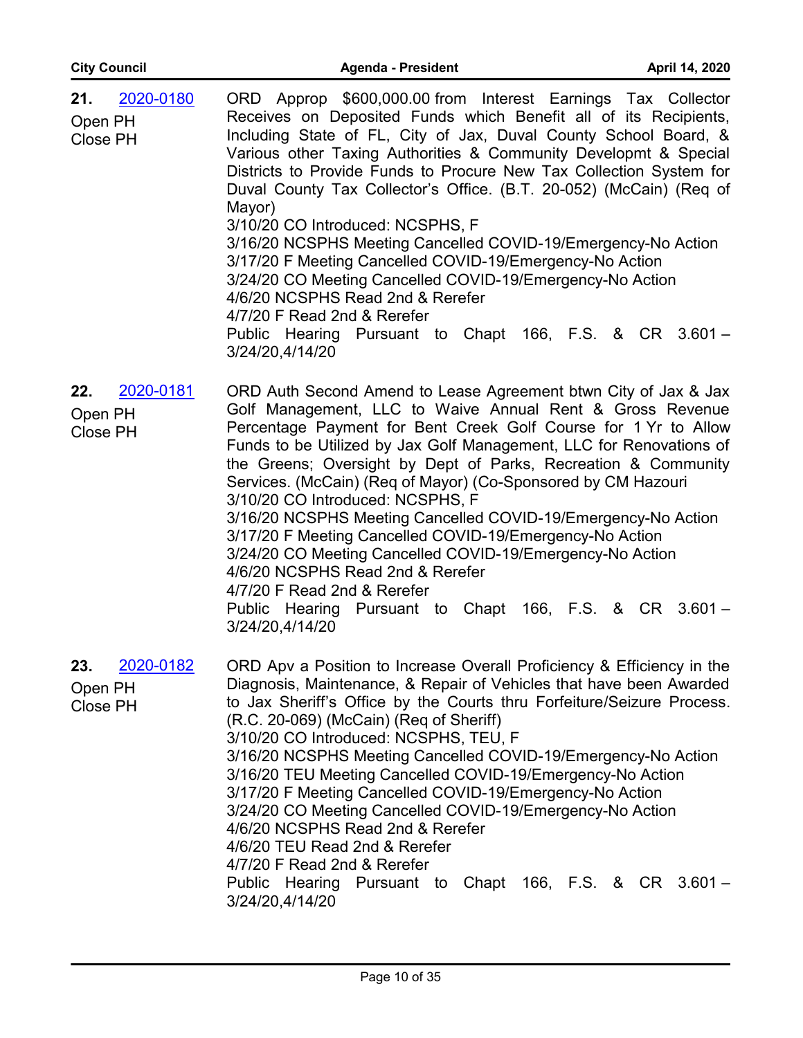**21.** [2020-0180](2020-0180)
Open PH
Close PH

ORD Approp $600,000.00 from Interest Earnings Tax Collector Receives on Deposited Funds which Benefit all of its Recipients, Including State of FL, City of Jax, Duval County School Board, & Various other Taxing Authorities & Community Developmt & Special Districts to Provide Funds to Procure New Tax Collection System for Duval County Tax Collector's Office. (B.T. 20-052) (McCain) (Req of Mayor)
3/10/20 CO Introduced: NCSPHS, F
3/16/20 NCSPHS Meeting Cancelled COVID-19/Emergency-No Action
3/17/20 F Meeting Cancelled COVID-19/Emergency-No Action
3/24/20 CO Meeting Cancelled COVID-19/Emergency-No Action
4/6/20 NCSPHS Read 2nd & Rerefer
4/7/20 F Read 2nd & Rerefer
Public Hearing Pursuant to Chapt 166, F.S. & CR 3.601 – 3/24/20,4/14/20

**22.** [2020-0181](2020-0181)
Open PH
Close PH

ORD Auth Second Amend to Lease Agreement btwn City of Jax & Jax Golf Management, LLC to Waive Annual Rent & Gross Revenue Percentage Payment for Bent Creek Golf Course for 1 Yr to Allow Funds to be Utilized by Jax Golf Management, LLC for Renovations of the Greens; Oversight by Dept of Parks, Recreation & Community Services. (McCain) (Req of Mayor) (Co-Sponsored by CM Hazouri
3/10/20 CO Introduced: NCSPHS, F
3/16/20 NCSPHS Meeting Cancelled COVID-19/Emergency-No Action
3/17/20 F Meeting Cancelled COVID-19/Emergency-No Action
3/24/20 CO Meeting Cancelled COVID-19/Emergency-No Action
4/6/20 NCSPHS Read 2nd & Rerefer
4/7/20 F Read 2nd & Rerefer
Public Hearing Pursuant to Chapt 166, F.S. & CR 3.601 – 3/24/20,4/14/20

**23.** [2020-0182](2020-0182)
Open PH
Close PH

ORD Apv a Position to Increase Overall Proficiency & Efficiency in the Diagnosis, Maintenance, & Repair of Vehicles that have been Awarded to Jax Sheriff's Office by the Courts thru Forfeiture/Seizure Process. (R.C. 20-069) (McCain) (Req of Sheriff)
3/10/20 CO Introduced: NCSPHS, TEU, F
3/16/20 NCSPHS Meeting Cancelled COVID-19/Emergency-No Action
3/16/20 TEU Meeting Cancelled COVID-19/Emergency-No Action
3/17/20 F Meeting Cancelled COVID-19/Emergency-No Action
3/24/20 CO Meeting Cancelled COVID-19/Emergency-No Action
4/6/20 NCSPHS Read 2nd & Rerefer
4/6/20 TEU Read 2nd & Rerefer
4/7/20 F Read 2nd & Rerefer
Public Hearing Pursuant to Chapt 166, F.S. & CR 3.601 – 3/24/20,4/14/20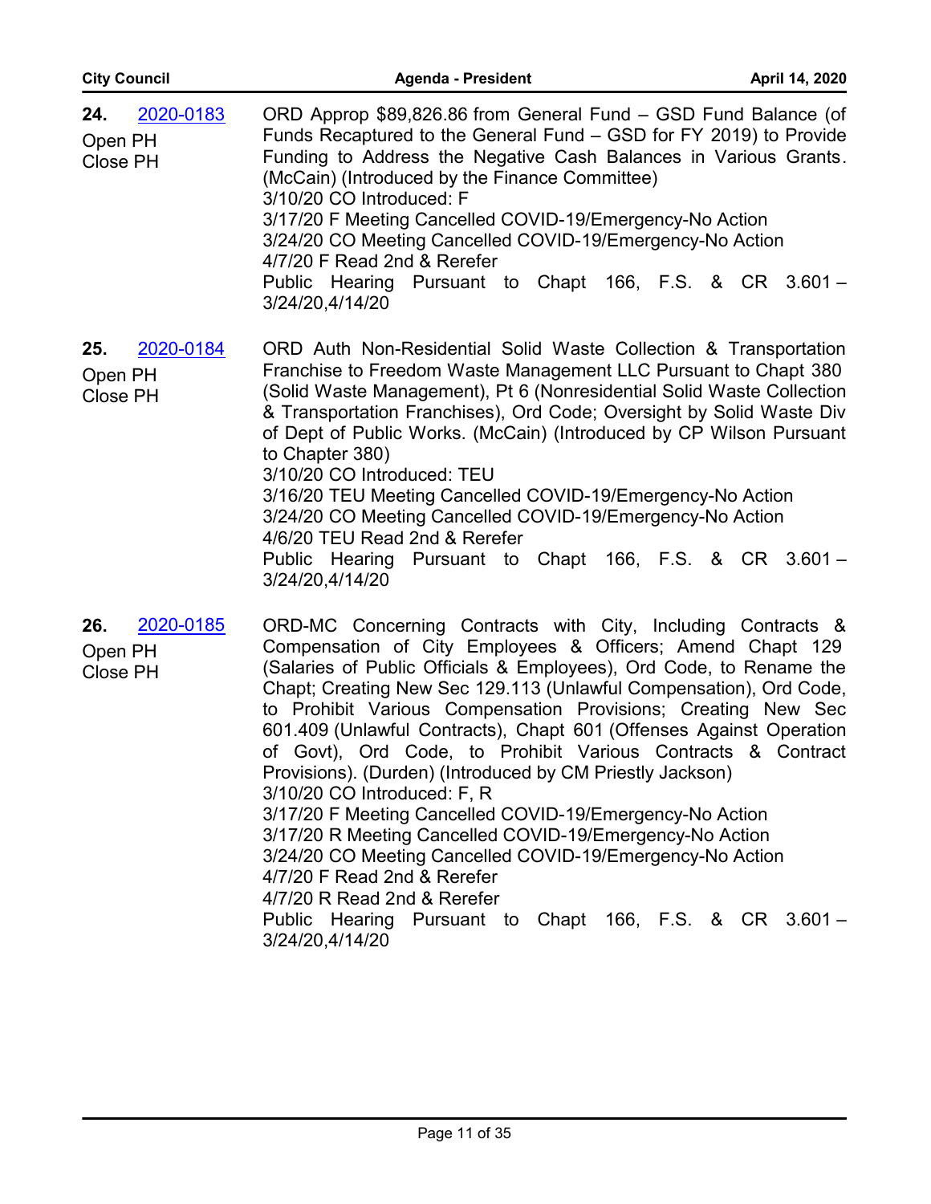**24.** 2020-0183

Open PH
Close PH

ORD Approp $89,826.86 from General Fund – GSD Fund Balance (of Funds Recaptured to the General Fund – GSD for FY 2019) to Provide Funding to Address the Negative Cash Balances in Various Grants. (McCain) (Introduced by the Finance Committee)
3/10/20 CO Introduced: F
3/17/20 F Meeting Cancelled COVID-19/Emergency-No Action
3/24/20 CO Meeting Cancelled COVID-19/Emergency-No Action
4/7/20 F Read 2nd & Rerefer
Public Hearing Pursuant to Chapt 166, F.S. & CR 3.601 – 3/24/20,4/14/20

**25.** 2020-0184

Open PH
Close PH

ORD Auth Non-Residential Solid Waste Collection & Transportation Franchise to Freedom Waste Management LLC Pursuant to Chapt 380 (Solid Waste Management), Pt 6 (Nonresidential Solid Waste Collection & Transportation Franchises), Ord Code; Oversight by Solid Waste Div of Dept of Public Works. (McCain) (Introduced by CP Wilson Pursuant to Chapter 380)
3/10/20 CO Introduced: TEU
3/16/20 TEU Meeting Cancelled COVID-19/Emergency-No Action
3/24/20 CO Meeting Cancelled COVID-19/Emergency-No Action
4/6/20 TEU Read 2nd & Rerefer
Public Hearing Pursuant to Chapt 166, F.S. & CR 3.601 – 3/24/20,4/14/20

**26.** 2020-0185

Open PH
Close PH

ORD-MC Concerning Contracts with City, Including Contracts & Compensation of City Employees & Officers; Amend Chapt 129 (Salaries of Public Officials & Employees), Ord Code, to Rename the Chapt; Creating New Sec 129.113 (Unlawful Compensation), Ord Code, to Prohibit Various Compensation Provisions; Creating New Sec 601.409 (Unlawful Contracts), Chapt 601 (Offenses Against Operation of Govt), Ord Code, to Prohibit Various Contracts & Contract Provisions). (Durden) (Introduced by CM Priestly Jackson)
3/10/20 CO Introduced: F, R
3/17/20 F Meeting Cancelled COVID-19/Emergency-No Action
3/17/20 R Meeting Cancelled COVID-19/Emergency-No Action
3/24/20 CO Meeting Cancelled COVID-19/Emergency-No Action
4/7/20 F Read 2nd & Rerefer
4/7/20 R Read 2nd & Rerefer
Public Hearing Pursuant to Chapt 166, F.S. & CR 3.601 – 3/24/20,4/14/20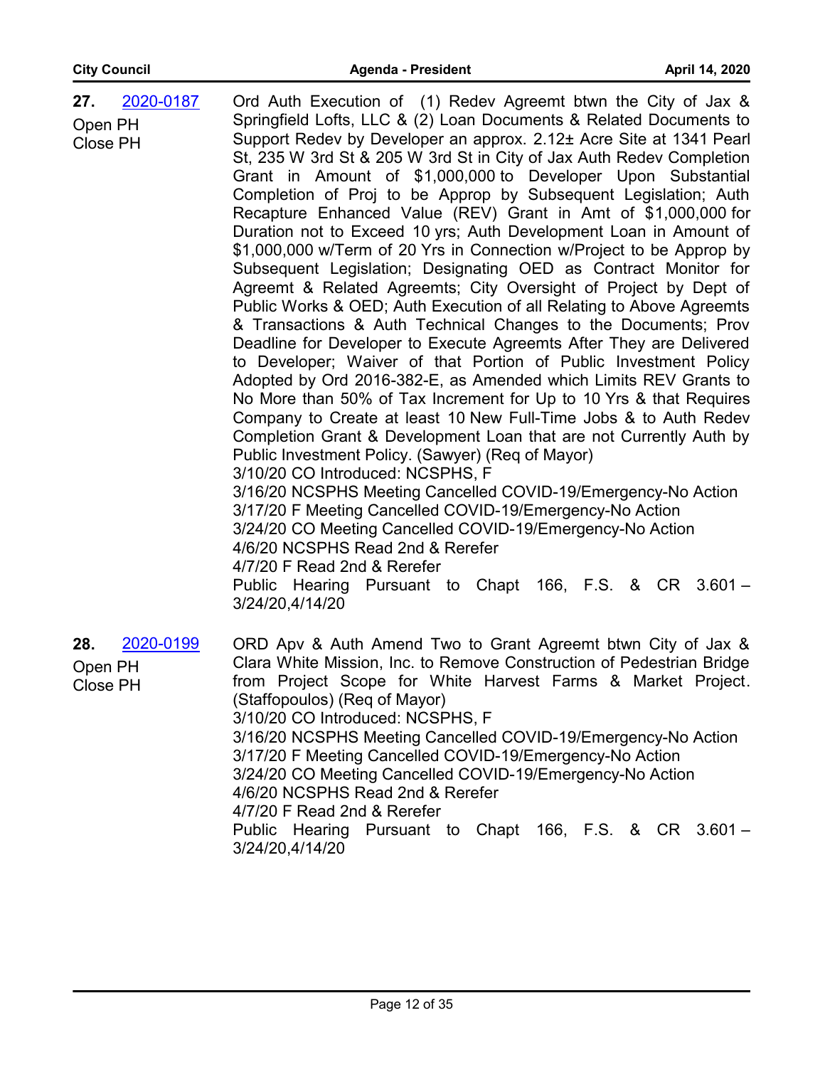**27.** 2020-0187

Open PH
Close PH

Ord Auth Execution of (1) Redev Agreemt btwn the City of Jax & Springfield Lofts, LLC & (2) Loan Documents & Related Documents to Support Redev by Developer an approx. 2.12± Acre Site at 1341 Pearl St, 235 W 3rd St & 205 W 3rd St in City of Jax Auth Redev Completion Grant in Amount of $1,000,000 to Developer Upon Substantial Completion of Proj to be Approp by Subsequent Legislation; Auth Recapture Enhanced Value (REV) Grant in Amt of $1,000,000 for Duration not to Exceed 10 yrs; Auth Development Loan in Amount of $1,000,000 w/Term of 20 Yrs in Connection w/Project to be Approp by Subsequent Legislation; Designating OED as Contract Monitor for Agreemt & Related Agreemts; City Oversight of Project by Dept of Public Works & OED; Auth Execution of all Relating to Above Agreemts & Transactions & Auth Technical Changes to the Documents; Prov Deadline for Developer to Execute Agreemts After They are Delivered to Developer; Waiver of that Portion of Public Investment Policy Adopted by Ord 2016-382-E, as Amended which Limits REV Grants to No More than 50% of Tax Increment for Up to 10 Yrs & that Requires Company to Create at least 10 New Full-Time Jobs & to Auth Redev Completion Grant & Development Loan that are not Currently Auth by Public Investment Policy. (Sawyer) (Req of Mayor)
3/10/20 CO Introduced: NCSPHS, F
3/16/20 NCSPHS Meeting Cancelled COVID-19/Emergency-No Action
3/17/20 F Meeting Cancelled COVID-19/Emergency-No Action
3/24/20 CO Meeting Cancelled COVID-19/Emergency-No Action
4/6/20 NCSPHS Read 2nd & Rerefer
4/7/20 F Read 2nd & Rerefer
Public Hearing Pursuant to Chapt 166, F.S. & CR 3.601 – 3/24/20,4/14/20

**28.** 2020-0199

Open PH
Close PH

ORD Apv & Auth Amend Two to Grant Agreemt btwn City of Jax & Clara White Mission, Inc. to Remove Construction of Pedestrian Bridge from Project Scope for White Harvest Farms & Market Project. (Staffopoulos) (Req of Mayor)
3/10/20 CO Introduced: NCSPHS, F
3/16/20 NCSPHS Meeting Cancelled COVID-19/Emergency-No Action
3/17/20 F Meeting Cancelled COVID-19/Emergency-No Action
3/24/20 CO Meeting Cancelled COVID-19/Emergency-No Action
4/6/20 NCSPHS Read 2nd & Rerefer
4/7/20 F Read 2nd & Rerefer
Public Hearing Pursuant to Chapt 166, F.S. & CR 3.601 – 3/24/20,4/14/20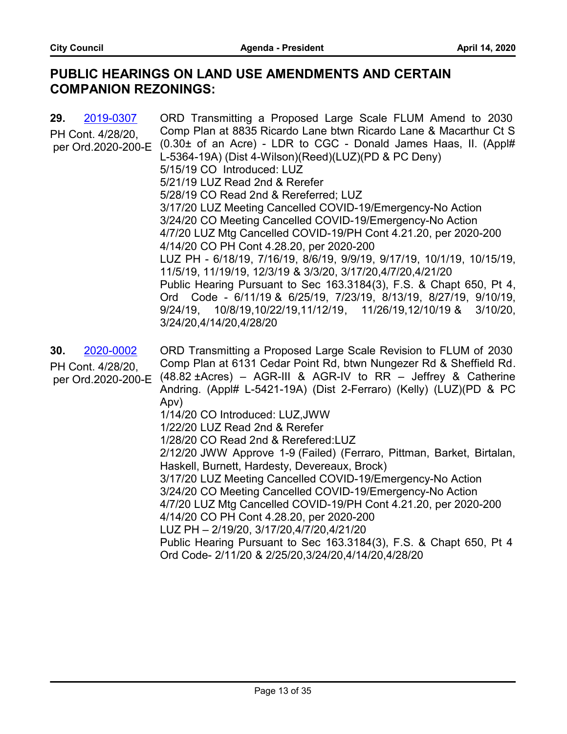## PUBLIC HEARINGS ON LAND USE AMENDMENTS AND CERTAIN COMPANION REZONINGS:

**29.** 2019-0307

PH Cont. 4/28/20, per Ord.2020-200-E

ORD Transmitting a Proposed Large Scale FLUM Amend to 2030 Comp Plan at 8835 Ricardo Lane btwn Ricardo Lane & Macarthur Ct S (0.30± of an Acre) - LDR to CGC - Donald James Haas, II. (Appl# L-5364-19A) (Dist 4-Wilson)(Reed)(LUZ)(PD & PC Deny)
5/15/19 CO Introduced: LUZ
5/21/19 LUZ Read 2nd & Rerefer
5/28/19 CO Read 2nd & Rereferred; LUZ
3/17/20 LUZ Meeting Cancelled COVID-19/Emergency-No Action
3/24/20 CO Meeting Cancelled COVID-19/Emergency-No Action
4/7/20 LUZ Mtg Cancelled COVID-19/PH Cont 4.21.20, per 2020-200
4/14/20 CO PH Cont 4.28.20, per 2020-200
LUZ PH - 6/18/19, 7/16/19, 8/6/19, 9/9/19, 9/17/19, 10/1/19, 10/15/19, 11/5/19, 11/19/19, 12/3/19 & 3/3/20, 3/17/20,4/7/20,4/21/20
Public Hearing Pursuant to Sec 163.3184(3), F.S. & Chapt 650, Pt 4, Ord Code - 6/11/19 & 6/25/19, 7/23/19, 8/13/19, 8/27/19, 9/10/19, 9/24/19, 10/8/19,10/22/19,11/12/19, 11/26/19,12/10/19 & 3/10/20, 3/24/20,4/14/20,4/28/20

**30.** 2020-0002

PH Cont. 4/28/20, per Ord.2020-200-E

ORD Transmitting a Proposed Large Scale Revision to FLUM of 2030 Comp Plan at 6131 Cedar Point Rd, btwn Nungezer Rd & Sheffield Rd. (48.82 ±Acres) – AGR-III & AGR-IV to RR – Jeffrey & Catherine Andring. (Appl# L-5421-19A) (Dist 2-Ferraro) (Kelly) (LUZ)(PD & PC Apv)
1/14/20 CO Introduced: LUZ,JWW
1/22/20 LUZ Read 2nd & Rerefer
1/28/20 CO Read 2nd & Rerefered:LUZ
2/12/20 JWW Approve 1-9 (Failed) (Ferraro, Pittman, Barket, Birtalan, Haskell, Burnett, Hardesty, Devereaux, Brock)
3/17/20 LUZ Meeting Cancelled COVID-19/Emergency-No Action
3/24/20 CO Meeting Cancelled COVID-19/Emergency-No Action
4/7/20 LUZ Mtg Cancelled COVID-19/PH Cont 4.21.20, per 2020-200
4/14/20 CO PH Cont 4.28.20, per 2020-200
LUZ PH – 2/19/20, 3/17/20,4/7/20,4/21/20
Public Hearing Pursuant to Sec 163.3184(3), F.S. & Chapt 650, Pt 4 Ord Code- 2/11/20 & 2/25/20,3/24/20,4/14/20,4/28/20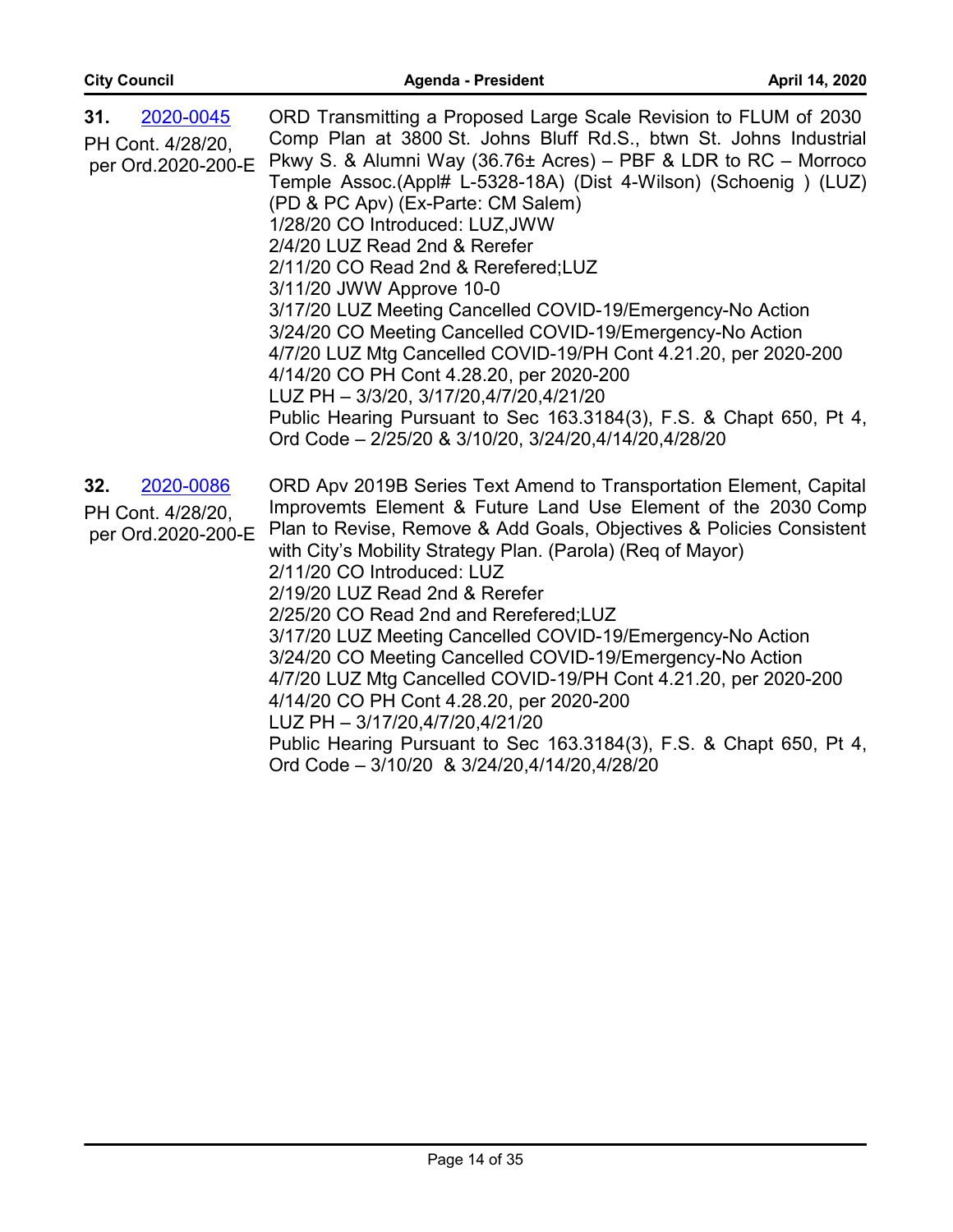**31.** 2020-0045

PH Cont. 4/28/20, per Ord.2020-200-E

ORD Transmitting a Proposed Large Scale Revision to FLUM of 2030 Comp Plan at 3800 St. Johns Bluff Rd.S., btwn St. Johns Industrial Pkwy S. & Alumni Way (36.76± Acres) – PBF & LDR to RC – Morroco Temple Assoc.(Appl# L-5328-18A) (Dist 4-Wilson) (Schoenig ) (LUZ) (PD & PC Apv) (Ex-Parte: CM Salem)
1/28/20 CO Introduced: LUZ,JWW
2/4/20 LUZ Read 2nd & Rerefer
2/11/20 CO Read 2nd & Rerefered;LUZ
3/11/20 JWW Approve 10-0
3/17/20 LUZ Meeting Cancelled COVID-19/Emergency-No Action
3/24/20 CO Meeting Cancelled COVID-19/Emergency-No Action
4/7/20 LUZ Mtg Cancelled COVID-19/PH Cont 4.21.20, per 2020-200
4/14/20 CO PH Cont 4.28.20, per 2020-200
LUZ PH – 3/3/20, 3/17/20,4/7/20,4/21/20
Public Hearing Pursuant to Sec 163.3184(3), F.S. & Chapt 650, Pt 4, Ord Code – 2/25/20 & 3/10/20, 3/24/20,4/14/20,4/28/20

**32.** 2020-0086

PH Cont. 4/28/20, per Ord.2020-200-E

ORD Apv 2019B Series Text Amend to Transportation Element, Capital Improvemts Element & Future Land Use Element of the 2030 Comp Plan to Revise, Remove & Add Goals, Objectives & Policies Consistent with City's Mobility Strategy Plan. (Parola) (Req of Mayor)
2/11/20 CO Introduced: LUZ
2/19/20 LUZ Read 2nd & Rerefer
2/25/20 CO Read 2nd and Rerefered;LUZ
3/17/20 LUZ Meeting Cancelled COVID-19/Emergency-No Action
3/24/20 CO Meeting Cancelled COVID-19/Emergency-No Action
4/7/20 LUZ Mtg Cancelled COVID-19/PH Cont 4.21.20, per 2020-200
4/14/20 CO PH Cont 4.28.20, per 2020-200
LUZ PH – 3/17/20,4/7/20,4/21/20
Public Hearing Pursuant to Sec 163.3184(3), F.S. & Chapt 650, Pt 4, Ord Code – 3/10/20 & 3/24/20,4/14/20,4/28/20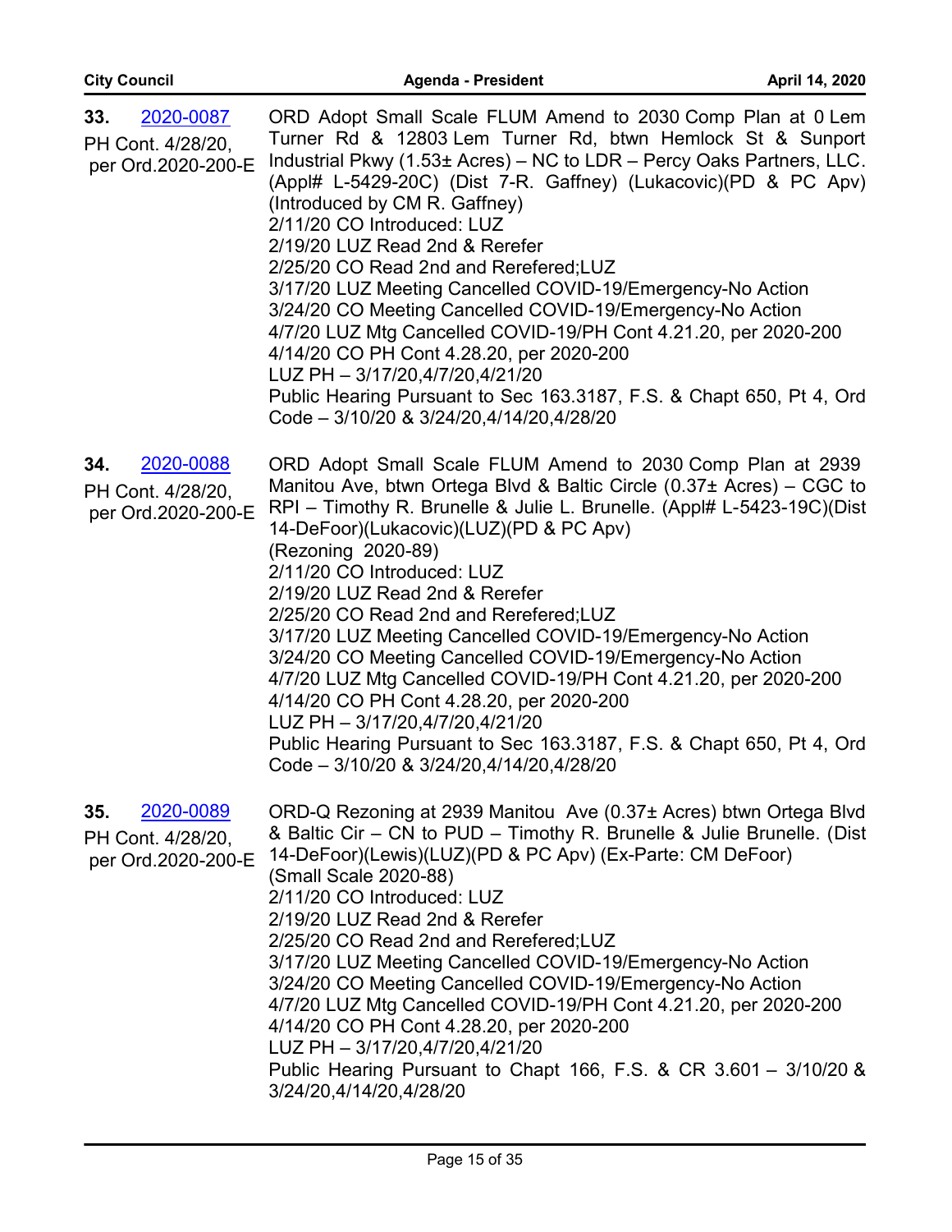**33.** [2020-0087](2020-0087)

PH Cont. 4/28/20, per Ord.2020-200-E

ORD Adopt Small Scale FLUM Amend to 2030 Comp Plan at 0 Lem Turner Rd & 12803 Lem Turner Rd, btwn Hemlock St & Sunport Industrial Pkwy (1.53± Acres) – NC to LDR – Percy Oaks Partners, LLC. (Appl# L-5429-20C) (Dist 7-R. Gaffney) (Lukacovic)(PD & PC Apv) (Introduced by CM R. Gaffney)
2/11/20 CO Introduced: LUZ
2/19/20 LUZ Read 2nd & Rerefer
2/25/20 CO Read 2nd and Rerefered;LUZ
3/17/20 LUZ Meeting Cancelled COVID-19/Emergency-No Action
3/24/20 CO Meeting Cancelled COVID-19/Emergency-No Action
4/7/20 LUZ Mtg Cancelled COVID-19/PH Cont 4.21.20, per 2020-200
4/14/20 CO PH Cont 4.28.20, per 2020-200
LUZ PH – 3/17/20,4/7/20,4/21/20
Public Hearing Pursuant to Sec 163.3187, F.S. & Chapt 650, Pt 4, Ord Code – 3/10/20 & 3/24/20,4/14/20,4/28/20

**34.** [2020-0088](2020-0088)

PH Cont. 4/28/20, per Ord.2020-200-E

ORD Adopt Small Scale FLUM Amend to 2030 Comp Plan at 2939 Manitou Ave, btwn Ortega Blvd & Baltic Circle (0.37± Acres) – CGC to RPI – Timothy R. Brunelle & Julie L. Brunelle. (Appl# L-5423-19C)(Dist 14-DeFoor)(Lukacovic)(LUZ)(PD & PC Apv)
(Rezoning 2020-89)
2/11/20 CO Introduced: LUZ
2/19/20 LUZ Read 2nd & Rerefer
2/25/20 CO Read 2nd and Rerefered;LUZ
3/17/20 LUZ Meeting Cancelled COVID-19/Emergency-No Action
3/24/20 CO Meeting Cancelled COVID-19/Emergency-No Action
4/7/20 LUZ Mtg Cancelled COVID-19/PH Cont 4.21.20, per 2020-200
4/14/20 CO PH Cont 4.28.20, per 2020-200
LUZ PH – 3/17/20,4/7/20,4/21/20
Public Hearing Pursuant to Sec 163.3187, F.S. & Chapt 650, Pt 4, Ord Code – 3/10/20 & 3/24/20,4/14/20,4/28/20

**35.** [2020-0089](2020-0089)

PH Cont. 4/28/20, per Ord.2020-200-E

ORD-Q Rezoning at 2939 Manitou Ave (0.37± Acres) btwn Ortega Blvd & Baltic Cir – CN to PUD – Timothy R. Brunelle & Julie Brunelle. (Dist 14-DeFoor)(Lewis)(LUZ)(PD & PC Apv) (Ex-Parte: CM DeFoor)
(Small Scale 2020-88)
2/11/20 CO Introduced: LUZ
2/19/20 LUZ Read 2nd & Rerefer
2/25/20 CO Read 2nd and Rerefered;LUZ
3/17/20 LUZ Meeting Cancelled COVID-19/Emergency-No Action
3/24/20 CO Meeting Cancelled COVID-19/Emergency-No Action
4/7/20 LUZ Mtg Cancelled COVID-19/PH Cont 4.21.20, per 2020-200
4/14/20 CO PH Cont 4.28.20, per 2020-200
LUZ PH – 3/17/20,4/7/20,4/21/20
Public Hearing Pursuant to Chapt 166, F.S. & CR 3.601 – 3/10/20 & 3/24/20,4/14/20,4/28/20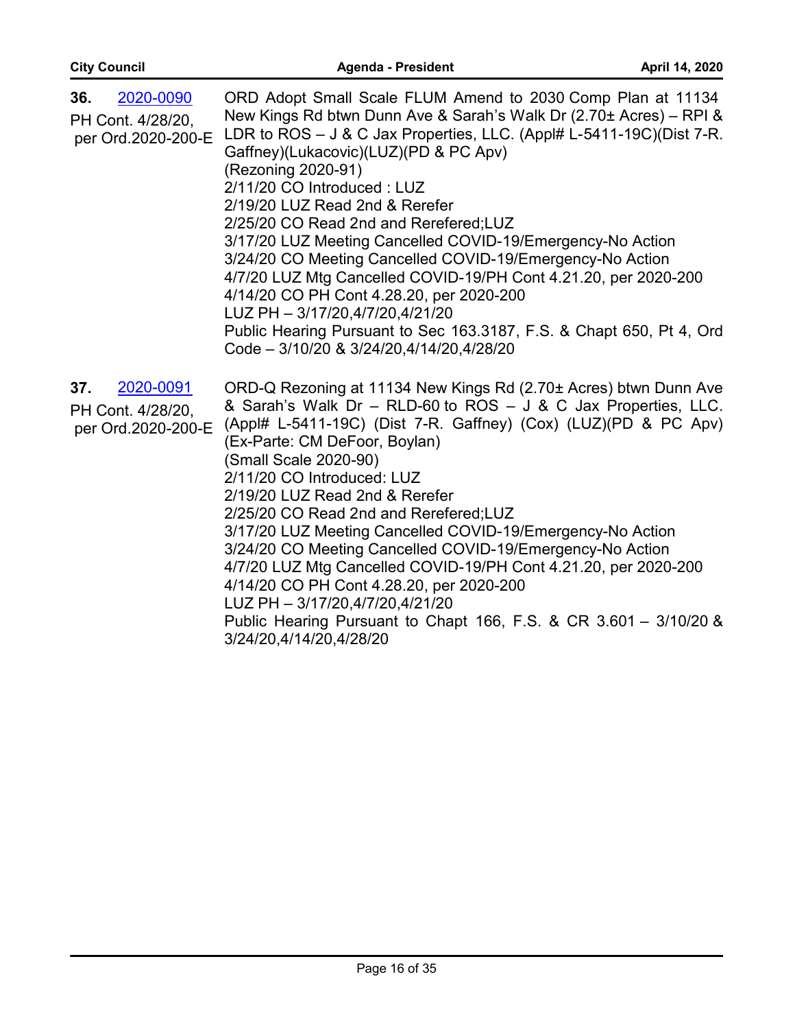**36.** 2020-0090
PH Cont. 4/28/20, per Ord.2020-200-E

ORD Adopt Small Scale FLUM Amend to 2030 Comp Plan at 11134 New Kings Rd btwn Dunn Ave & Sarah's Walk Dr (2.70± Acres) – RPI & LDR to ROS – J & C Jax Properties, LLC. (Appl# L-5411-19C)(Dist 7-R. Gaffney)(Lukacovic)(LUZ)(PD & PC Apv)
(Rezoning 2020-91)
2/11/20 CO Introduced : LUZ
2/19/20 LUZ Read 2nd & Rerefer
2/25/20 CO Read 2nd and Rerefered;LUZ
3/17/20 LUZ Meeting Cancelled COVID-19/Emergency-No Action
3/24/20 CO Meeting Cancelled COVID-19/Emergency-No Action
4/7/20 LUZ Mtg Cancelled COVID-19/PH Cont 4.21.20, per 2020-200
4/14/20 CO PH Cont 4.28.20, per 2020-200
LUZ PH – 3/17/20,4/7/20,4/21/20
Public Hearing Pursuant to Sec 163.3187, F.S. & Chapt 650, Pt 4, Ord Code – 3/10/20 & 3/24/20,4/14/20,4/28/20

**37.** 2020-0091
PH Cont. 4/28/20, per Ord.2020-200-E

ORD-Q Rezoning at 11134 New Kings Rd (2.70± Acres) btwn Dunn Ave & Sarah's Walk Dr – RLD-60 to ROS – J & C Jax Properties, LLC. (Appl# L-5411-19C) (Dist 7-R. Gaffney) (Cox) (LUZ)(PD & PC Apv)
(Ex-Parte: CM DeFoor, Boylan)
(Small Scale 2020-90)
2/11/20 CO Introduced: LUZ
2/19/20 LUZ Read 2nd & Rerefer
2/25/20 CO Read 2nd and Rerefered;LUZ
3/17/20 LUZ Meeting Cancelled COVID-19/Emergency-No Action
3/24/20 CO Meeting Cancelled COVID-19/Emergency-No Action
4/7/20 LUZ Mtg Cancelled COVID-19/PH Cont 4.21.20, per 2020-200
4/14/20 CO PH Cont 4.28.20, per 2020-200
LUZ PH – 3/17/20,4/7/20,4/21/20
Public Hearing Pursuant to Chapt 166, F.S. & CR 3.601 – 3/10/20 & 3/24/20,4/14/20,4/28/20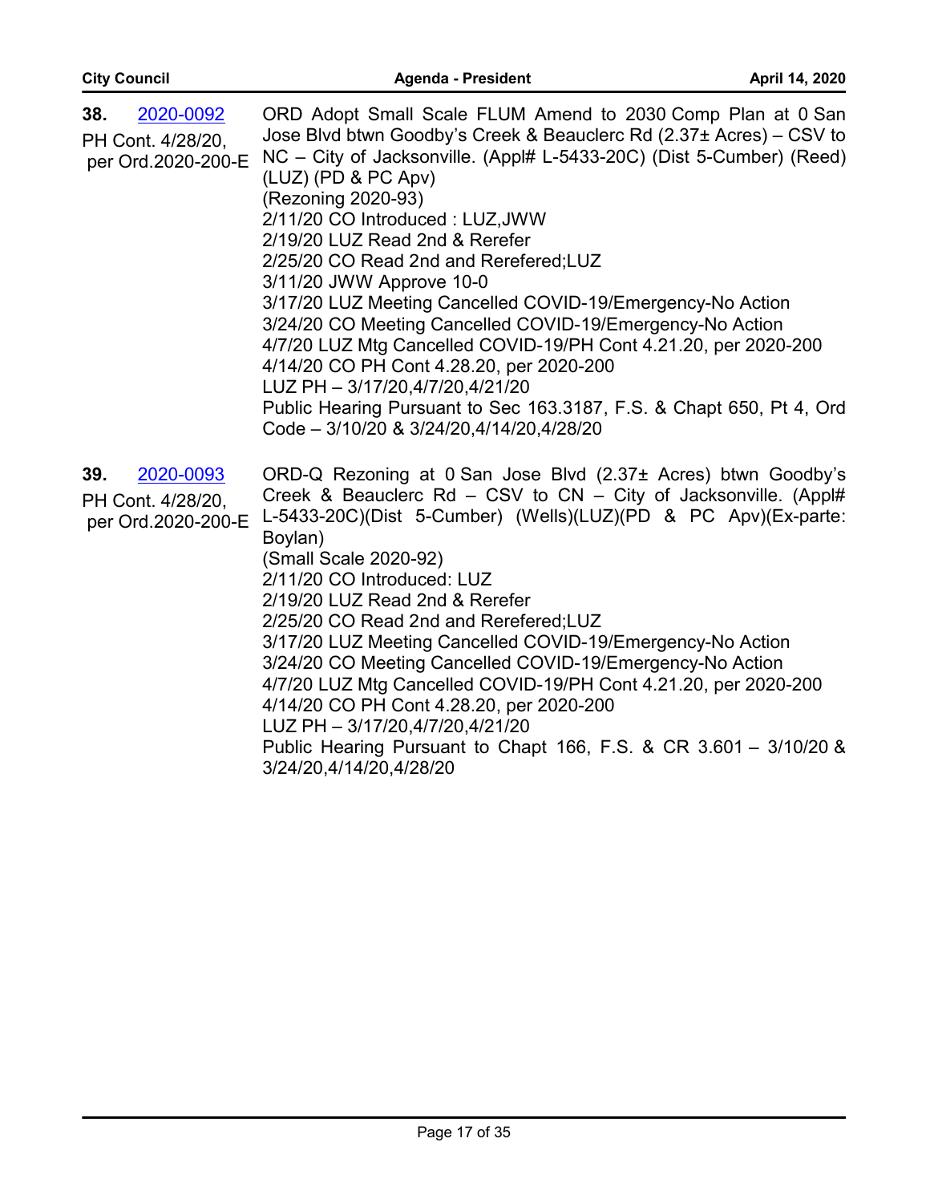**38.** 2020-0092
PH Cont. 4/28/20, per Ord.2020-200-E

ORD Adopt Small Scale FLUM Amend to 2030 Comp Plan at 0 San Jose Blvd btwn Goodby's Creek & Beauclerc Rd (2.37± Acres) – CSV to NC – City of Jacksonville. (Appl# L-5433-20C) (Dist 5-Cumber) (Reed) (LUZ) (PD & PC Apv)
(Rezoning 2020-93)
2/11/20 CO Introduced : LUZ,JWW
2/19/20 LUZ Read 2nd & Rerefer
2/25/20 CO Read 2nd and Rerefered;LUZ
3/11/20 JWW Approve 10-0
3/17/20 LUZ Meeting Cancelled COVID-19/Emergency-No Action
3/24/20 CO Meeting Cancelled COVID-19/Emergency-No Action
4/7/20 LUZ Mtg Cancelled COVID-19/PH Cont 4.21.20, per 2020-200
4/14/20 CO PH Cont 4.28.20, per 2020-200
LUZ PH – 3/17/20,4/7/20,4/21/20
Public Hearing Pursuant to Sec 163.3187, F.S. & Chapt 650, Pt 4, Ord Code – 3/10/20 & 3/24/20,4/14/20,4/28/20

**39.** 2020-0093
PH Cont. 4/28/20, per Ord.2020-200-E

ORD-Q Rezoning at 0 San Jose Blvd (2.37± Acres) btwn Goodby's Creek & Beauclerc Rd – CSV to CN – City of Jacksonville. (Appl# L-5433-20C)(Dist 5-Cumber) (Wells)(LUZ)(PD & PC Apv)(Ex-parte: Boylan)
(Small Scale 2020-92)
2/11/20 CO Introduced: LUZ
2/19/20 LUZ Read 2nd & Rerefer
2/25/20 CO Read 2nd and Rerefered;LUZ
3/17/20 LUZ Meeting Cancelled COVID-19/Emergency-No Action
3/24/20 CO Meeting Cancelled COVID-19/Emergency-No Action
4/7/20 LUZ Mtg Cancelled COVID-19/PH Cont 4.21.20, per 2020-200
4/14/20 CO PH Cont 4.28.20, per 2020-200
LUZ PH – 3/17/20,4/7/20,4/21/20
Public Hearing Pursuant to Chapt 166, F.S. & CR 3.601 – 3/10/20 & 3/24/20,4/14/20,4/28/20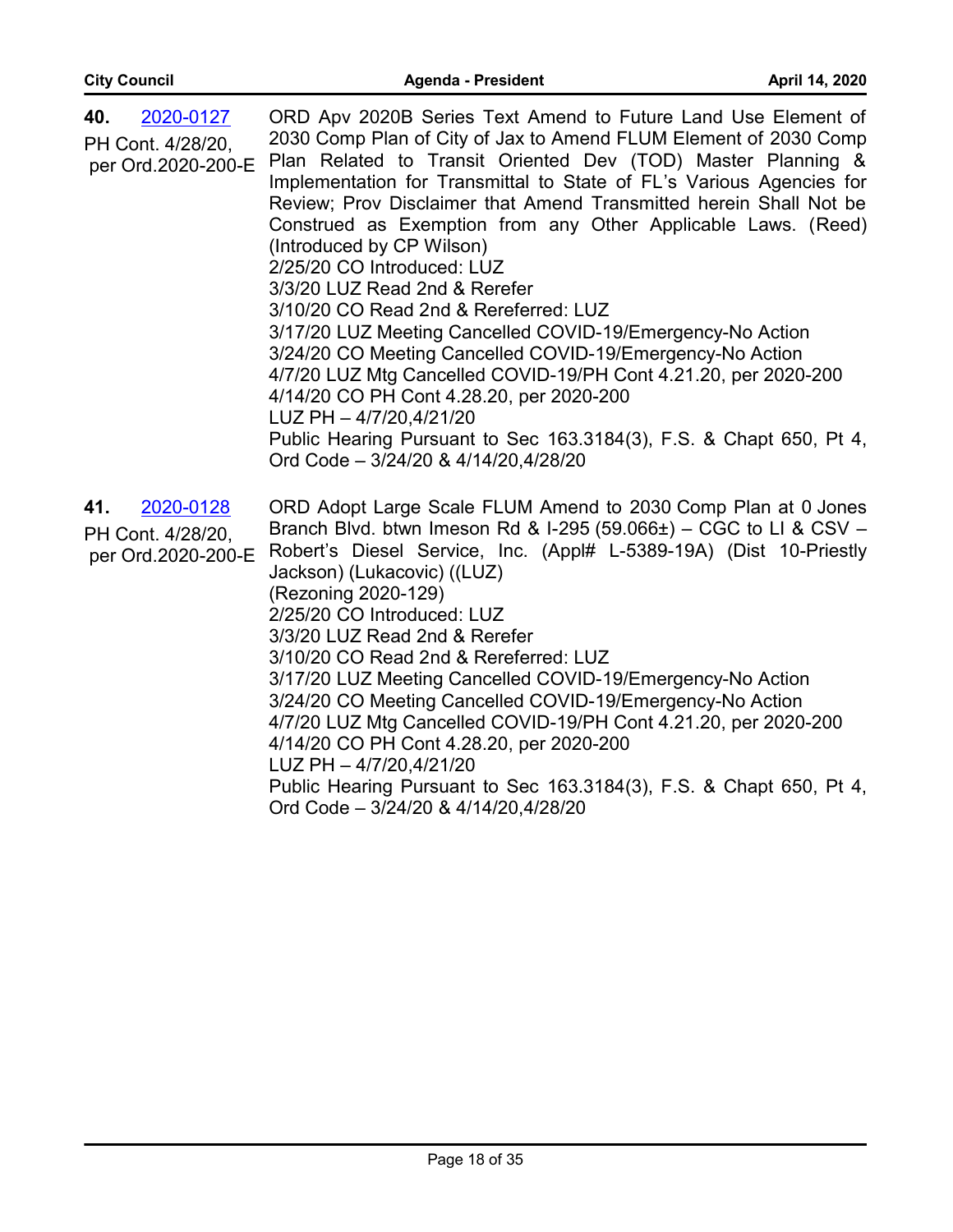**40.** 2020-0127
PH Cont. 4/28/20, per Ord.2020-200-E

ORD Apv 2020B Series Text Amend to Future Land Use Element of 2030 Comp Plan of City of Jax to Amend FLUM Element of 2030 Comp Plan Related to Transit Oriented Dev (TOD) Master Planning & Implementation for Transmittal to State of FL's Various Agencies for Review; Prov Disclaimer that Amend Transmitted herein Shall Not be Construed as Exemption from any Other Applicable Laws. (Reed) (Introduced by CP Wilson)
2/25/20 CO Introduced: LUZ
3/3/20 LUZ Read 2nd & Rerefer
3/10/20 CO Read 2nd & Rereferred: LUZ
3/17/20 LUZ Meeting Cancelled COVID-19/Emergency-No Action
3/24/20 CO Meeting Cancelled COVID-19/Emergency-No Action
4/7/20 LUZ Mtg Cancelled COVID-19/PH Cont 4.21.20, per 2020-200
4/14/20 CO PH Cont 4.28.20, per 2020-200
LUZ PH – 4/7/20,4/21/20
Public Hearing Pursuant to Sec 163.3184(3), F.S. & Chapt 650, Pt 4, Ord Code – 3/24/20 & 4/14/20,4/28/20

**41.** 2020-0128
PH Cont. 4/28/20, per Ord.2020-200-E

ORD Adopt Large Scale FLUM Amend to 2030 Comp Plan at 0 Jones Branch Blvd. btwn Imeson Rd & I-295 (59.066±) – CGC to LI & CSV – Robert's Diesel Service, Inc. (Appl# L-5389-19A) (Dist 10-Priestly Jackson) (Lukacovic) ((LUZ)
(Rezoning 2020-129)
2/25/20 CO Introduced: LUZ
3/3/20 LUZ Read 2nd & Rerefer
3/10/20 CO Read 2nd & Rereferred: LUZ
3/17/20 LUZ Meeting Cancelled COVID-19/Emergency-No Action
3/24/20 CO Meeting Cancelled COVID-19/Emergency-No Action
4/7/20 LUZ Mtg Cancelled COVID-19/PH Cont 4.21.20, per 2020-200
4/14/20 CO PH Cont 4.28.20, per 2020-200
LUZ PH – 4/7/20,4/21/20
Public Hearing Pursuant to Sec 163.3184(3), F.S. & Chapt 650, Pt 4, Ord Code – 3/24/20 & 4/14/20,4/28/20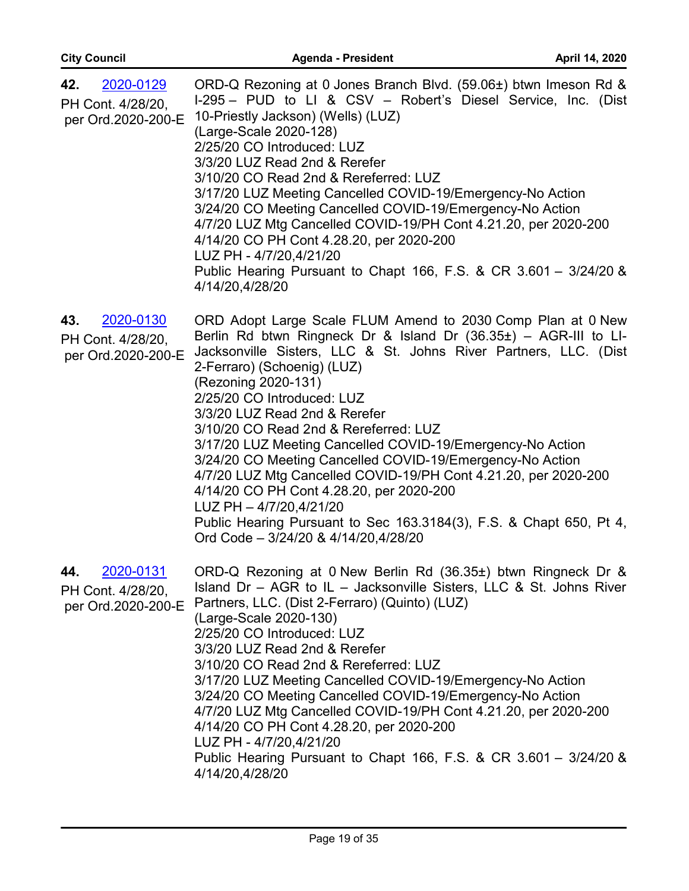**42.** 2020-0129
PH Cont. 4/28/20, per Ord.2020-200-E

ORD-Q Rezoning at 0 Jones Branch Blvd. (59.06±) btwn Imeson Rd & I-295 – PUD to LI & CSV – Robert's Diesel Service, Inc. (Dist 10-Priestly Jackson) (Wells) (LUZ)
(Large-Scale 2020-128)
2/25/20 CO Introduced: LUZ
3/3/20 LUZ Read 2nd & Rerefer
3/10/20 CO Read 2nd & Rereferred: LUZ
3/17/20 LUZ Meeting Cancelled COVID-19/Emergency-No Action
3/24/20 CO Meeting Cancelled COVID-19/Emergency-No Action
4/7/20 LUZ Mtg Cancelled COVID-19/PH Cont 4.21.20, per 2020-200
4/14/20 CO PH Cont 4.28.20, per 2020-200
LUZ PH - 4/7/20,4/21/20
Public Hearing Pursuant to Chapt 166, F.S. & CR 3.601 – 3/24/20 & 4/14/20,4/28/20

**43.** 2020-0130
PH Cont. 4/28/20, per Ord.2020-200-E

ORD Adopt Large Scale FLUM Amend to 2030 Comp Plan at 0 New Berlin Rd btwn Ringneck Dr & Island Dr (36.35±) – AGR-III to LI-Jacksonville Sisters, LLC & St. Johns River Partners, LLC. (Dist 2-Ferraro) (Schoenig) (LUZ)
(Rezoning 2020-131)
2/25/20 CO Introduced: LUZ
3/3/20 LUZ Read 2nd & Rerefer
3/10/20 CO Read 2nd & Rereferred: LUZ
3/17/20 LUZ Meeting Cancelled COVID-19/Emergency-No Action
3/24/20 CO Meeting Cancelled COVID-19/Emergency-No Action
4/7/20 LUZ Mtg Cancelled COVID-19/PH Cont 4.21.20, per 2020-200
4/14/20 CO PH Cont 4.28.20, per 2020-200
LUZ PH – 4/7/20,4/21/20
Public Hearing Pursuant to Sec 163.3184(3), F.S. & Chapt 650, Pt 4, Ord Code – 3/24/20 & 4/14/20,4/28/20

**44.** 2020-0131
PH Cont. 4/28/20, per Ord.2020-200-E

ORD-Q Rezoning at 0 New Berlin Rd (36.35±) btwn Ringneck Dr & Island Dr – AGR to IL – Jacksonville Sisters, LLC & St. Johns River Partners, LLC. (Dist 2-Ferraro) (Quinto) (LUZ)
(Large-Scale 2020-130)
2/25/20 CO Introduced: LUZ
3/3/20 LUZ Read 2nd & Rerefer
3/10/20 CO Read 2nd & Rereferred: LUZ
3/17/20 LUZ Meeting Cancelled COVID-19/Emergency-No Action
3/24/20 CO Meeting Cancelled COVID-19/Emergency-No Action
4/7/20 LUZ Mtg Cancelled COVID-19/PH Cont 4.21.20, per 2020-200
4/14/20 CO PH Cont 4.28.20, per 2020-200
LUZ PH - 4/7/20,4/21/20
Public Hearing Pursuant to Chapt 166, F.S. & CR 3.601 – 3/24/20 & 4/14/20,4/28/20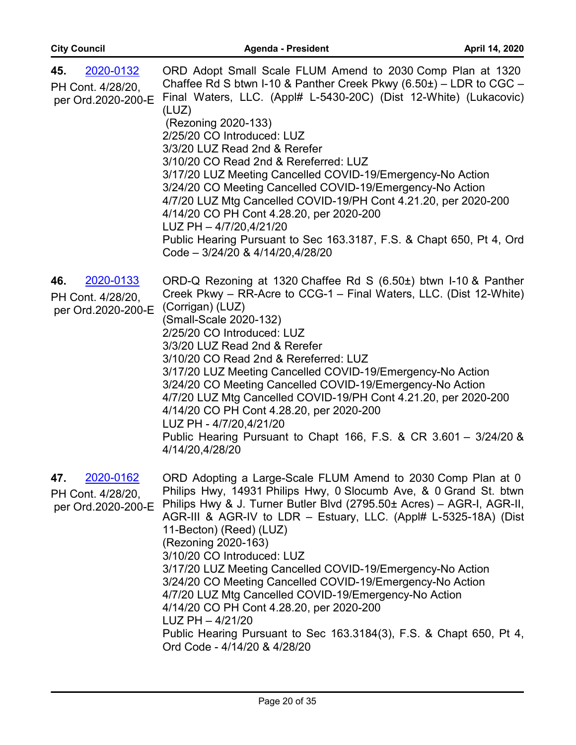**45.** 2020-0132
PH Cont. 4/28/20, per Ord.2020-200-E

ORD Adopt Small Scale FLUM Amend to 2030 Comp Plan at 1320 Chaffee Rd S btwn I-10 & Panther Creek Pkwy (6.50±) – LDR to CGC – Final Waters, LLC. (Appl# L-5430-20C) (Dist 12-White) (Lukacovic) (LUZ)
(Rezoning 2020-133)
2/25/20 CO Introduced: LUZ
3/3/20 LUZ Read 2nd & Rerefer
3/10/20 CO Read 2nd & Rereferred: LUZ
3/17/20 LUZ Meeting Cancelled COVID-19/Emergency-No Action
3/24/20 CO Meeting Cancelled COVID-19/Emergency-No Action
4/7/20 LUZ Mtg Cancelled COVID-19/PH Cont 4.21.20, per 2020-200
4/14/20 CO PH Cont 4.28.20, per 2020-200
LUZ PH – 4/7/20,4/21/20
Public Hearing Pursuant to Sec 163.3187, F.S. & Chapt 650, Pt 4, Ord Code – 3/24/20 & 4/14/20,4/28/20

**46.** 2020-0133
PH Cont. 4/28/20, per Ord.2020-200-E

ORD-Q Rezoning at 1320 Chaffee Rd S (6.50±) btwn I-10 & Panther Creek Pkwy – RR-Acre to CCG-1 – Final Waters, LLC. (Dist 12-White) (Corrigan) (LUZ)
(Small-Scale 2020-132)
2/25/20 CO Introduced: LUZ
3/3/20 LUZ Read 2nd & Rerefer
3/10/20 CO Read 2nd & Rereferred: LUZ
3/17/20 LUZ Meeting Cancelled COVID-19/Emergency-No Action
3/24/20 CO Meeting Cancelled COVID-19/Emergency-No Action
4/7/20 LUZ Mtg Cancelled COVID-19/PH Cont 4.21.20, per 2020-200
4/14/20 CO PH Cont 4.28.20, per 2020-200
LUZ PH - 4/7/20,4/21/20
Public Hearing Pursuant to Chapt 166, F.S. & CR 3.601 – 3/24/20 & 4/14/20,4/28/20

**47.** 2020-0162
PH Cont. 4/28/20, per Ord.2020-200-E

ORD Adopting a Large-Scale FLUM Amend to 2030 Comp Plan at 0 Philips Hwy, 14931 Philips Hwy, 0 Slocumb Ave, & 0 Grand St. btwn Philips Hwy & J. Turner Butler Blvd (2795.50± Acres) – AGR-I, AGR-II, AGR-III & AGR-IV to LDR – Estuary, LLC. (Appl# L-5325-18A) (Dist 11-Becton) (Reed) (LUZ)
(Rezoning 2020-163)
3/10/20 CO Introduced: LUZ
3/17/20 LUZ Meeting Cancelled COVID-19/Emergency-No Action
3/24/20 CO Meeting Cancelled COVID-19/Emergency-No Action
4/7/20 LUZ Mtg Cancelled COVID-19/Emergency-No Action
4/14/20 CO PH Cont 4.28.20, per 2020-200
LUZ PH – 4/21/20
Public Hearing Pursuant to Sec 163.3184(3), F.S. & Chapt 650, Pt 4, Ord Code - 4/14/20 & 4/28/20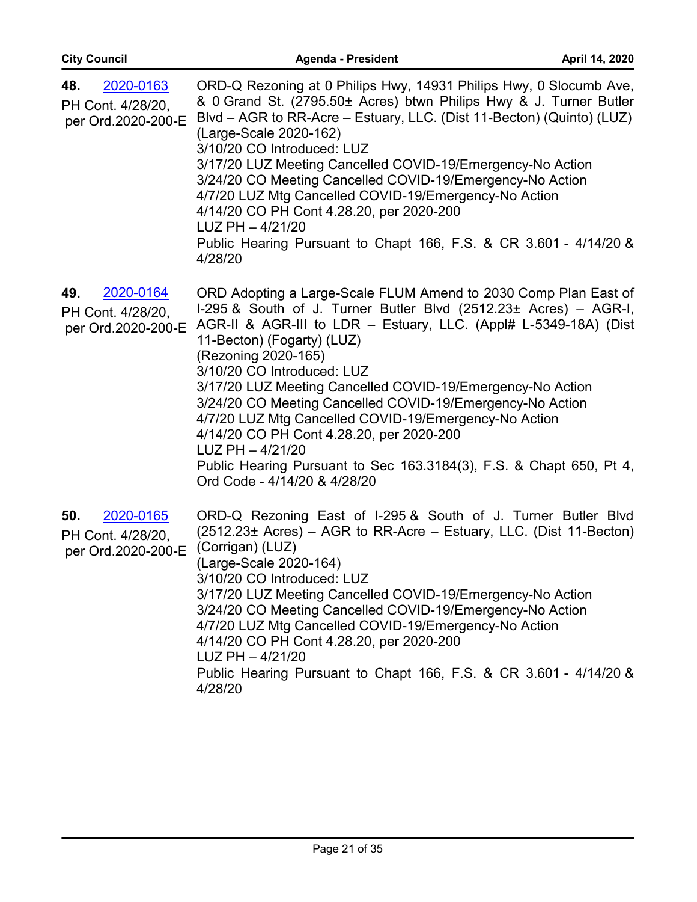**48.** 2020-0163

PH Cont. 4/28/20, per Ord.2020-200-E

ORD-Q Rezoning at 0 Philips Hwy, 14931 Philips Hwy, 0 Slocumb Ave, & 0 Grand St. (2795.50± Acres) btwn Philips Hwy & J. Turner Butler Blvd – AGR to RR-Acre – Estuary, LLC. (Dist 11-Becton) (Quinto) (LUZ) (Large-Scale 2020-162)
3/10/20 CO Introduced: LUZ
3/17/20 LUZ Meeting Cancelled COVID-19/Emergency-No Action
3/24/20 CO Meeting Cancelled COVID-19/Emergency-No Action
4/7/20 LUZ Mtg Cancelled COVID-19/Emergency-No Action
4/14/20 CO PH Cont 4.28.20, per 2020-200
LUZ PH – 4/21/20
Public Hearing Pursuant to Chapt 166, F.S. & CR 3.601 - 4/14/20 & 4/28/20

**49.** 2020-0164

PH Cont. 4/28/20, per Ord.2020-200-E

ORD Adopting a Large-Scale FLUM Amend to 2030 Comp Plan East of I-295 & South of J. Turner Butler Blvd (2512.23± Acres) – AGR-I, AGR-II & AGR-III to LDR – Estuary, LLC. (Appl# L-5349-18A) (Dist 11-Becton) (Fogarty) (LUZ)
(Rezoning 2020-165)
3/10/20 CO Introduced: LUZ
3/17/20 LUZ Meeting Cancelled COVID-19/Emergency-No Action
3/24/20 CO Meeting Cancelled COVID-19/Emergency-No Action
4/7/20 LUZ Mtg Cancelled COVID-19/Emergency-No Action
4/14/20 CO PH Cont 4.28.20, per 2020-200
LUZ PH – 4/21/20
Public Hearing Pursuant to Sec 163.3184(3), F.S. & Chapt 650, Pt 4, Ord Code - 4/14/20 & 4/28/20

**50.** 2020-0165

PH Cont. 4/28/20, per Ord.2020-200-E

ORD-Q Rezoning East of I-295 & South of J. Turner Butler Blvd (2512.23± Acres) – AGR to RR-Acre – Estuary, LLC. (Dist 11-Becton) (Corrigan) (LUZ)
(Large-Scale 2020-164)
3/10/20 CO Introduced: LUZ
3/17/20 LUZ Meeting Cancelled COVID-19/Emergency-No Action
3/24/20 CO Meeting Cancelled COVID-19/Emergency-No Action
4/7/20 LUZ Mtg Cancelled COVID-19/Emergency-No Action
4/14/20 CO PH Cont 4.28.20, per 2020-200
LUZ PH – 4/21/20
Public Hearing Pursuant to Chapt 166, F.S. & CR 3.601 - 4/14/20 & 4/28/20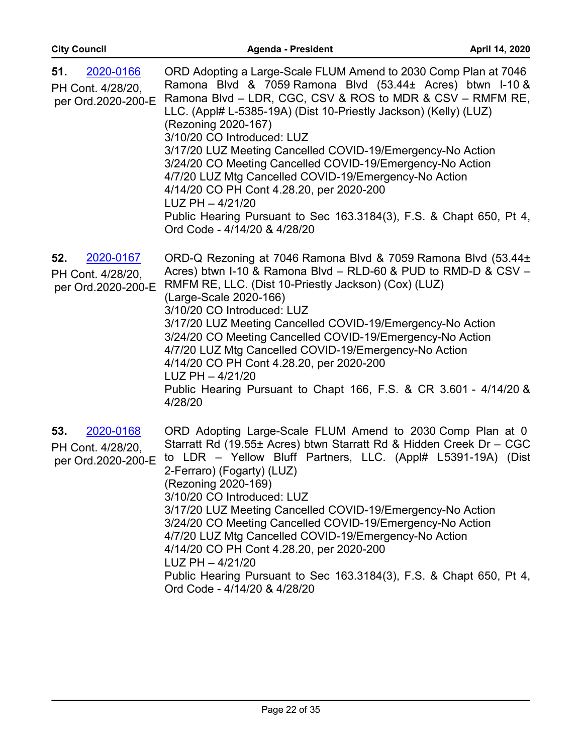**51.** 2020-0166
PH Cont. 4/28/20, per Ord.2020-200-E

ORD Adopting a Large-Scale FLUM Amend to 2030 Comp Plan at 7046 Ramona Blvd & 7059 Ramona Blvd (53.44± Acres) btwn I-10 & Ramona Blvd – LDR, CGC, CSV & ROS to MDR & CSV – RMFM RE, LLC. (Appl# L-5385-19A) (Dist 10-Priestly Jackson) (Kelly) (LUZ)
(Rezoning 2020-167)
3/10/20 CO Introduced: LUZ
3/17/20 LUZ Meeting Cancelled COVID-19/Emergency-No Action
3/24/20 CO Meeting Cancelled COVID-19/Emergency-No Action
4/7/20 LUZ Mtg Cancelled COVID-19/Emergency-No Action
4/14/20 CO PH Cont 4.28.20, per 2020-200
LUZ PH – 4/21/20
Public Hearing Pursuant to Sec 163.3184(3), F.S. & Chapt 650, Pt 4, Ord Code - 4/14/20 & 4/28/20

**52.** 2020-0167
PH Cont. 4/28/20, per Ord.2020-200-E

ORD-Q Rezoning at 7046 Ramona Blvd & 7059 Ramona Blvd (53.44± Acres) btwn I-10 & Ramona Blvd – RLD-60 & PUD to RMD-D & CSV – RMFM RE, LLC. (Dist 10-Priestly Jackson) (Cox) (LUZ)
(Large-Scale 2020-166)
3/10/20 CO Introduced: LUZ
3/17/20 LUZ Meeting Cancelled COVID-19/Emergency-No Action
3/24/20 CO Meeting Cancelled COVID-19/Emergency-No Action
4/7/20 LUZ Mtg Cancelled COVID-19/Emergency-No Action
4/14/20 CO PH Cont 4.28.20, per 2020-200
LUZ PH – 4/21/20
Public Hearing Pursuant to Chapt 166, F.S. & CR 3.601 - 4/14/20 & 4/28/20

**53.** 2020-0168
PH Cont. 4/28/20, per Ord.2020-200-E

ORD Adopting Large-Scale FLUM Amend to 2030 Comp Plan at 0 Starratt Rd (19.55± Acres) btwn Starratt Rd & Hidden Creek Dr – CGC to LDR – Yellow Bluff Partners, LLC. (Appl# L5391-19A) (Dist 2-Ferraro) (Fogarty) (LUZ)
(Rezoning 2020-169)
3/10/20 CO Introduced: LUZ
3/17/20 LUZ Meeting Cancelled COVID-19/Emergency-No Action
3/24/20 CO Meeting Cancelled COVID-19/Emergency-No Action
4/7/20 LUZ Mtg Cancelled COVID-19/Emergency-No Action
4/14/20 CO PH Cont 4.28.20, per 2020-200
LUZ PH – 4/21/20
Public Hearing Pursuant to Sec 163.3184(3), F.S. & Chapt 650, Pt 4, Ord Code - 4/14/20 & 4/28/20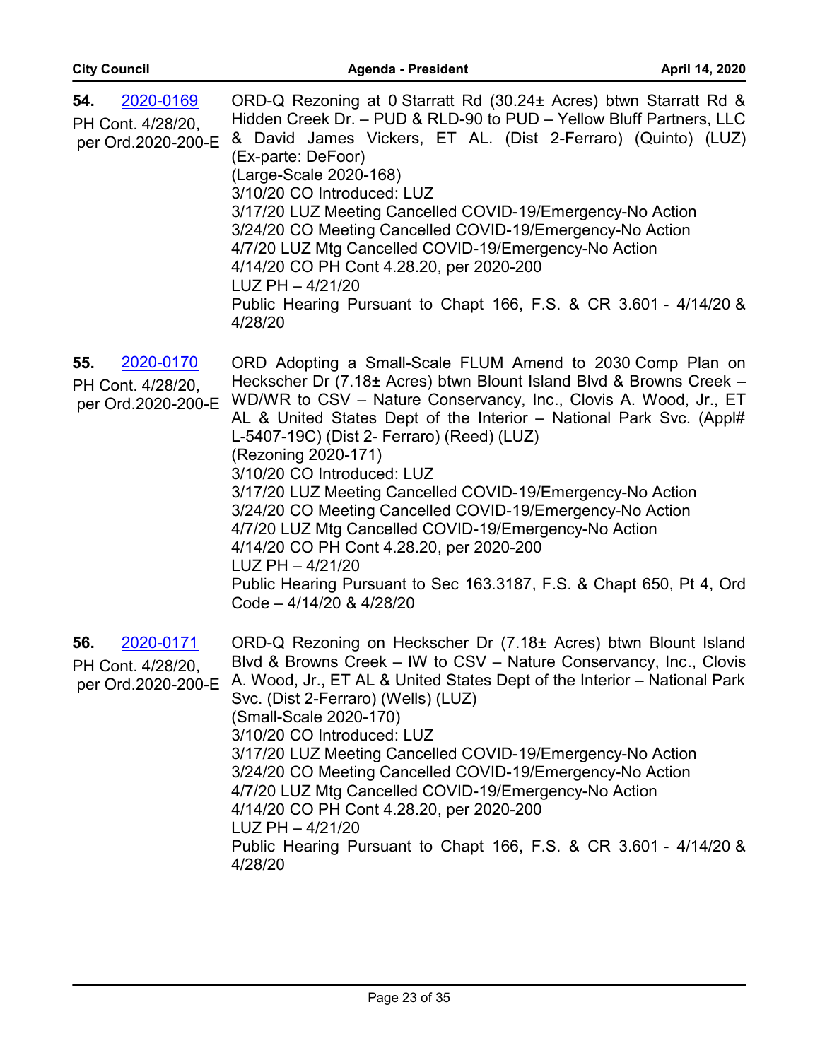**54.** 2020-0169

PH Cont. 4/28/20, per Ord.2020-200-E

ORD-Q Rezoning at 0 Starratt Rd (30.24± Acres) btwn Starratt Rd & Hidden Creek Dr. – PUD & RLD-90 to PUD – Yellow Bluff Partners, LLC & David James Vickers, ET AL. (Dist 2-Ferraro) (Quinto) (LUZ) (Ex-parte: DeFoor)
(Large-Scale 2020-168)
3/10/20 CO Introduced: LUZ
3/17/20 LUZ Meeting Cancelled COVID-19/Emergency-No Action
3/24/20 CO Meeting Cancelled COVID-19/Emergency-No Action
4/7/20 LUZ Mtg Cancelled COVID-19/Emergency-No Action
4/14/20 CO PH Cont 4.28.20, per 2020-200
LUZ PH – 4/21/20
Public Hearing Pursuant to Chapt 166, F.S. & CR 3.601 - 4/14/20 & 4/28/20

**55.** 2020-0170

PH Cont. 4/28/20, per Ord.2020-200-E

ORD Adopting a Small-Scale FLUM Amend to 2030 Comp Plan on Heckscher Dr (7.18± Acres) btwn Blount Island Blvd & Browns Creek – WD/WR to CSV – Nature Conservancy, Inc., Clovis A. Wood, Jr., ET AL & United States Dept of the Interior – National Park Svc. (Appl# L-5407-19C) (Dist 2- Ferraro) (Reed) (LUZ)
(Rezoning 2020-171)
3/10/20 CO Introduced: LUZ
3/17/20 LUZ Meeting Cancelled COVID-19/Emergency-No Action
3/24/20 CO Meeting Cancelled COVID-19/Emergency-No Action
4/7/20 LUZ Mtg Cancelled COVID-19/Emergency-No Action
4/14/20 CO PH Cont 4.28.20, per 2020-200
LUZ PH – 4/21/20
Public Hearing Pursuant to Sec 163.3187, F.S. & Chapt 650, Pt 4, Ord Code – 4/14/20 & 4/28/20

**56.** 2020-0171

PH Cont. 4/28/20, per Ord.2020-200-E

ORD-Q Rezoning on Heckscher Dr (7.18± Acres) btwn Blount Island Blvd & Browns Creek – IW to CSV – Nature Conservancy, Inc., Clovis A. Wood, Jr., ET AL & United States Dept of the Interior – National Park Svc. (Dist 2-Ferraro) (Wells) (LUZ)
(Small-Scale 2020-170)
3/10/20 CO Introduced: LUZ
3/17/20 LUZ Meeting Cancelled COVID-19/Emergency-No Action
3/24/20 CO Meeting Cancelled COVID-19/Emergency-No Action
4/7/20 LUZ Mtg Cancelled COVID-19/Emergency-No Action
4/14/20 CO PH Cont 4.28.20, per 2020-200
LUZ PH – 4/21/20
Public Hearing Pursuant to Chapt 166, F.S. & CR 3.601 - 4/14/20 & 4/28/20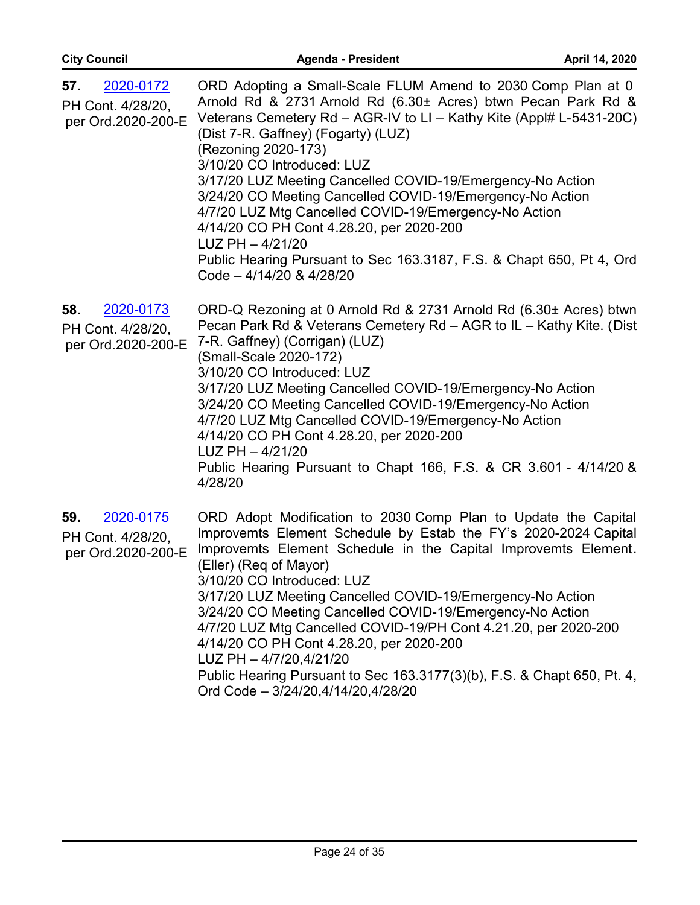**57.** 2020-0172
PH Cont. 4/28/20, per Ord.2020-200-E

ORD Adopting a Small-Scale FLUM Amend to 2030 Comp Plan at 0 Arnold Rd & 2731 Arnold Rd (6.30± Acres) btwn Pecan Park Rd & Veterans Cemetery Rd – AGR-IV to LI – Kathy Kite (Appl# L-5431-20C) (Dist 7-R. Gaffney) (Fogarty) (LUZ)
(Rezoning 2020-173)
3/10/20 CO Introduced: LUZ
3/17/20 LUZ Meeting Cancelled COVID-19/Emergency-No Action
3/24/20 CO Meeting Cancelled COVID-19/Emergency-No Action
4/7/20 LUZ Mtg Cancelled COVID-19/Emergency-No Action
4/14/20 CO PH Cont 4.28.20, per 2020-200
LUZ PH – 4/21/20
Public Hearing Pursuant to Sec 163.3187, F.S. & Chapt 650, Pt 4, Ord Code – 4/14/20 & 4/28/20

**58.** 2020-0173
PH Cont. 4/28/20, per Ord.2020-200-E

ORD-Q Rezoning at 0 Arnold Rd & 2731 Arnold Rd (6.30± Acres) btwn Pecan Park Rd & Veterans Cemetery Rd – AGR to IL – Kathy Kite. (Dist 7-R. Gaffney) (Corrigan) (LUZ)
(Small-Scale 2020-172)
3/10/20 CO Introduced: LUZ
3/17/20 LUZ Meeting Cancelled COVID-19/Emergency-No Action
3/24/20 CO Meeting Cancelled COVID-19/Emergency-No Action
4/7/20 LUZ Mtg Cancelled COVID-19/Emergency-No Action
4/14/20 CO PH Cont 4.28.20, per 2020-200
LUZ PH – 4/21/20
Public Hearing Pursuant to Chapt 166, F.S. & CR 3.601 - 4/14/20 & 4/28/20

**59.** 2020-0175
PH Cont. 4/28/20, per Ord.2020-200-E

ORD Adopt Modification to 2030 Comp Plan to Update the Capital Improvemts Element Schedule by Estab the FY's 2020-2024 Capital Improvemts Element Schedule in the Capital Improvemts Element. (Eller) (Req of Mayor)
3/10/20 CO Introduced: LUZ
3/17/20 LUZ Meeting Cancelled COVID-19/Emergency-No Action
3/24/20 CO Meeting Cancelled COVID-19/Emergency-No Action
4/7/20 LUZ Mtg Cancelled COVID-19/PH Cont 4.21.20, per 2020-200
4/14/20 CO PH Cont 4.28.20, per 2020-200
LUZ PH – 4/7/20,4/21/20
Public Hearing Pursuant to Sec 163.3177(3)(b), F.S. & Chapt 650, Pt. 4, Ord Code – 3/24/20,4/14/20,4/28/20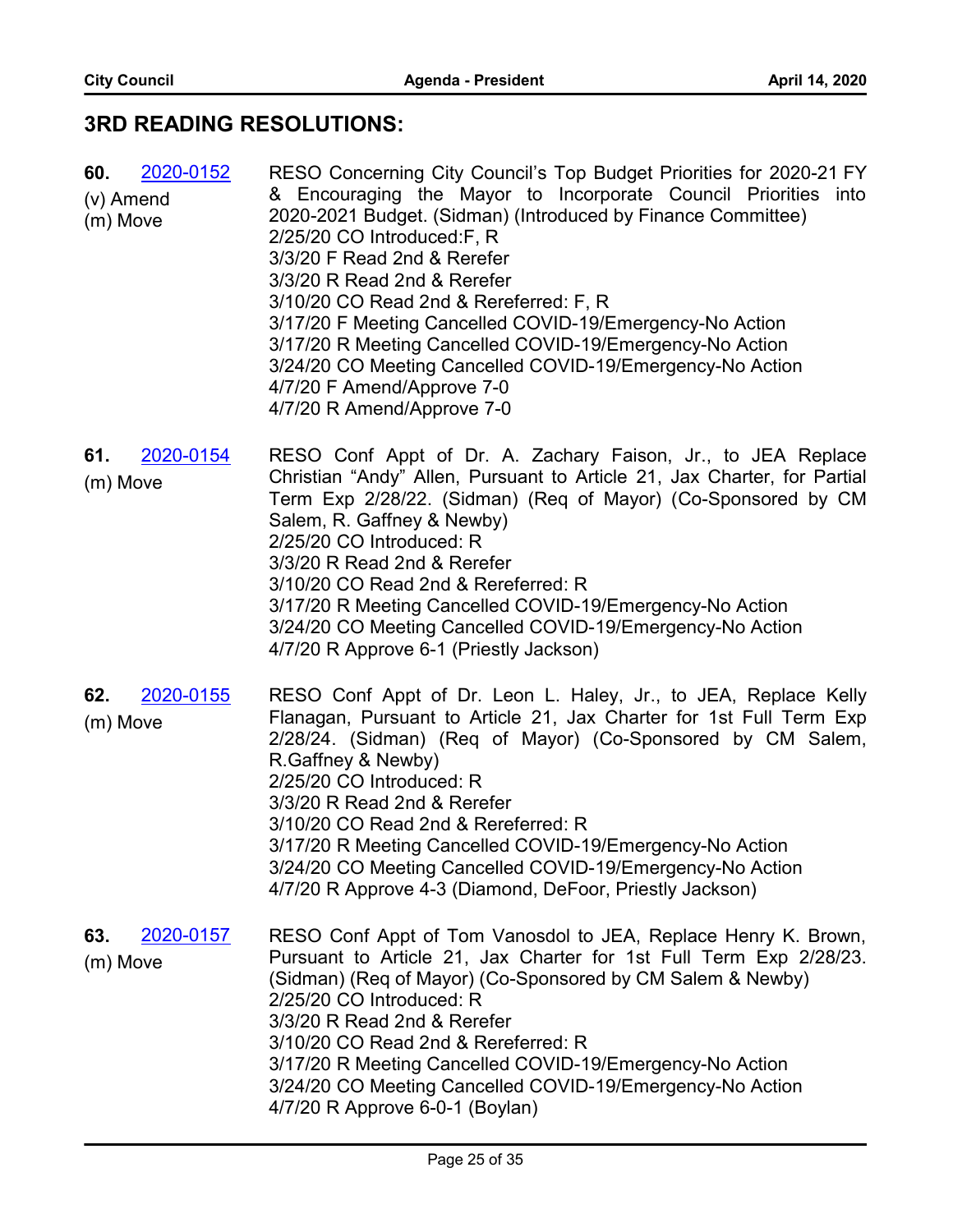## 3RD READING RESOLUTIONS:

**60.** 2020-0152
(v) Amend
(m) Move

RESO Concerning City Council's Top Budget Priorities for 2020-21 FY & Encouraging the Mayor to Incorporate Council Priorities into 2020-2021 Budget. (Sidman) (Introduced by Finance Committee)
2/25/20 CO Introduced:F, R
3/3/20 F Read 2nd & Rerefer
3/3/20 R Read 2nd & Rerefer
3/10/20 CO Read 2nd & Rereferred: F, R
3/17/20 F Meeting Cancelled COVID-19/Emergency-No Action
3/17/20 R Meeting Cancelled COVID-19/Emergency-No Action
3/24/20 CO Meeting Cancelled COVID-19/Emergency-No Action
4/7/20 F Amend/Approve 7-0
4/7/20 R Amend/Approve 7-0

**61.** 2020-0154
(m) Move

RESO Conf Appt of Dr. A. Zachary Faison, Jr., to JEA Replace Christian "Andy" Allen, Pursuant to Article 21, Jax Charter, for Partial Term Exp 2/28/22. (Sidman) (Req of Mayor) (Co-Sponsored by CM Salem, R. Gaffney & Newby)
2/25/20 CO Introduced: R
3/3/20 R Read 2nd & Rerefer
3/10/20 CO Read 2nd & Rereferred: R
3/17/20 R Meeting Cancelled COVID-19/Emergency-No Action
3/24/20 CO Meeting Cancelled COVID-19/Emergency-No Action
4/7/20 R Approve 6-1 (Priestly Jackson)

**62.** 2020-0155
(m) Move

RESO Conf Appt of Dr. Leon L. Haley, Jr., to JEA, Replace Kelly Flanagan, Pursuant to Article 21, Jax Charter for 1st Full Term Exp 2/28/24. (Sidman) (Req of Mayor) (Co-Sponsored by CM Salem, R.Gaffney & Newby)
2/25/20 CO Introduced: R
3/3/20 R Read 2nd & Rerefer
3/10/20 CO Read 2nd & Rereferred: R
3/17/20 R Meeting Cancelled COVID-19/Emergency-No Action
3/24/20 CO Meeting Cancelled COVID-19/Emergency-No Action
4/7/20 R Approve 4-3 (Diamond, DeFoor, Priestly Jackson)

**63.** 2020-0157
(m) Move

RESO Conf Appt of Tom Vanosdol to JEA, Replace Henry K. Brown, Pursuant to Article 21, Jax Charter for 1st Full Term Exp 2/28/23. (Sidman) (Req of Mayor) (Co-Sponsored by CM Salem & Newby)
2/25/20 CO Introduced: R
3/3/20 R Read 2nd & Rerefer
3/10/20 CO Read 2nd & Rereferred: R
3/17/20 R Meeting Cancelled COVID-19/Emergency-No Action
3/24/20 CO Meeting Cancelled COVID-19/Emergency-No Action
4/7/20 R Approve 6-0-1 (Boylan)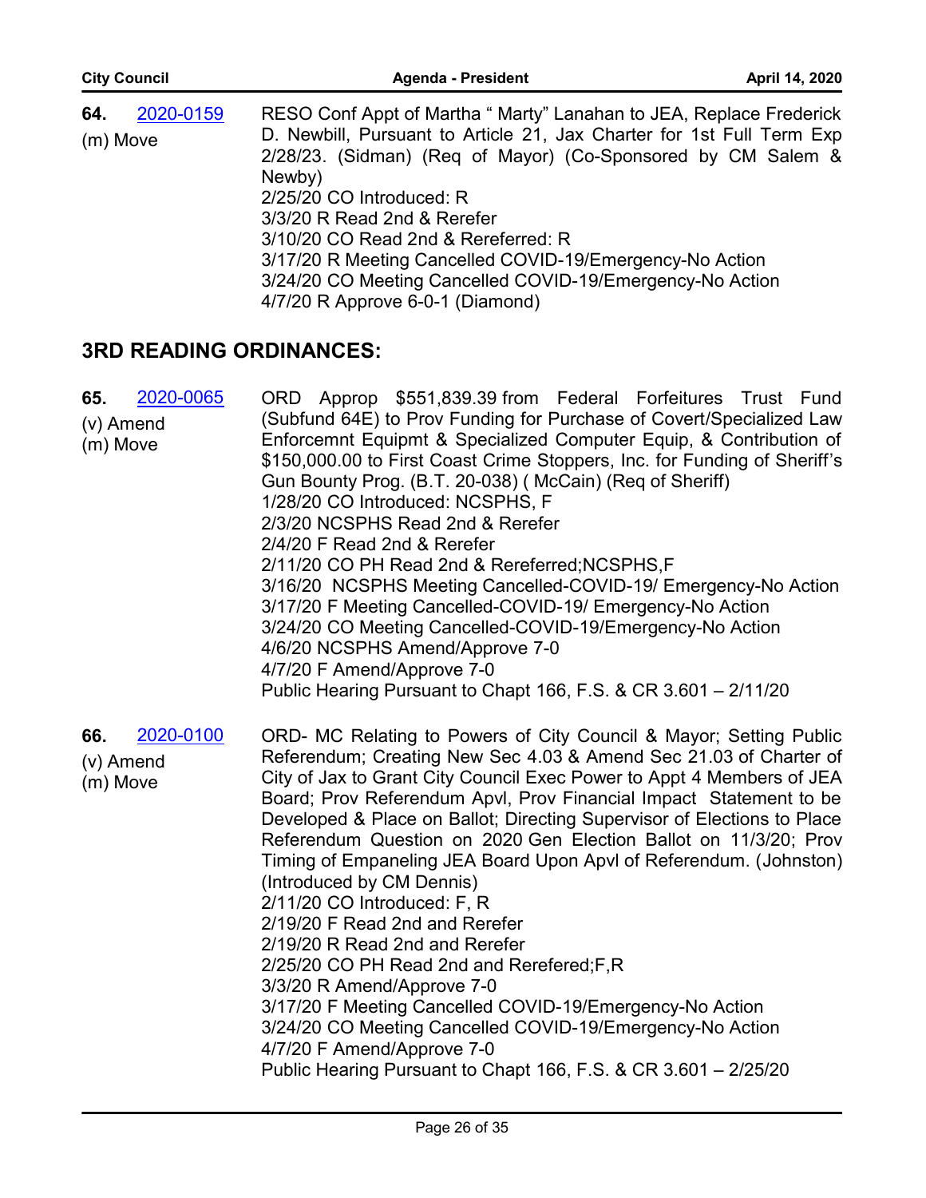**64.** 2020-0159

(m) Move

RESO Conf Appt of Martha " Marty" Lanahan to JEA, Replace Frederick D. Newbill, Pursuant to Article 21, Jax Charter for 1st Full Term Exp 2/28/23. (Sidman) (Req of Mayor) (Co-Sponsored by CM Salem & Newby)
2/25/20 CO Introduced: R
3/3/20 R Read 2nd & Rerefer
3/10/20 CO Read 2nd & Rereferred: R
3/17/20 R Meeting Cancelled COVID-19/Emergency-No Action
3/24/20 CO Meeting Cancelled COVID-19/Emergency-No Action
4/7/20 R Approve 6-0-1 (Diamond)

## 3RD READING ORDINANCES:

**65.** 2020-0065

(v) Amend
(m) Move

ORD Approp $551,839.39 from Federal Forfeitures Trust Fund (Subfund 64E) to Prov Funding for Purchase of Covert/Specialized Law Enforcemnt Equipmt & Specialized Computer Equip, & Contribution of $150,000.00 to First Coast Crime Stoppers, Inc. for Funding of Sheriff's Gun Bounty Prog. (B.T. 20-038) ( McCain) (Req of Sheriff)
1/28/20 CO Introduced: NCSPHS, F
2/3/20 NCSPHS Read 2nd & Rerefer
2/4/20 F Read 2nd & Rerefer
2/11/20 CO PH Read 2nd & Rereferred;NCSPHS,F
3/16/20 NCSPHS Meeting Cancelled-COVID-19/ Emergency-No Action
3/17/20 F Meeting Cancelled-COVID-19/ Emergency-No Action
3/24/20 CO Meeting Cancelled-COVID-19/Emergency-No Action
4/6/20 NCSPHS Amend/Approve 7-0
4/7/20 F Amend/Approve 7-0
Public Hearing Pursuant to Chapt 166, F.S. & CR 3.601 – 2/11/20

**66.** 2020-0100

(v) Amend
(m) Move

ORD- MC Relating to Powers of City Council & Mayor; Setting Public Referendum; Creating New Sec 4.03 & Amend Sec 21.03 of Charter of City of Jax to Grant City Council Exec Power to Appt 4 Members of JEA Board; Prov Referendum Apvl, Prov Financial Impact Statement to be Developed & Place on Ballot; Directing Supervisor of Elections to Place Referendum Question on 2020 Gen Election Ballot on 11/3/20; Prov Timing of Empaneling JEA Board Upon Apvl of Referendum. (Johnston) (Introduced by CM Dennis)
2/11/20 CO Introduced: F, R
2/19/20 F Read 2nd and Rerefer
2/19/20 R Read 2nd and Rerefer
2/25/20 CO PH Read 2nd and Rerefered;F,R
3/3/20 R Amend/Approve 7-0
3/17/20 F Meeting Cancelled COVID-19/Emergency-No Action
3/24/20 CO Meeting Cancelled COVID-19/Emergency-No Action
4/7/20 F Amend/Approve 7-0
Public Hearing Pursuant to Chapt 166, F.S. & CR 3.601 – 2/25/20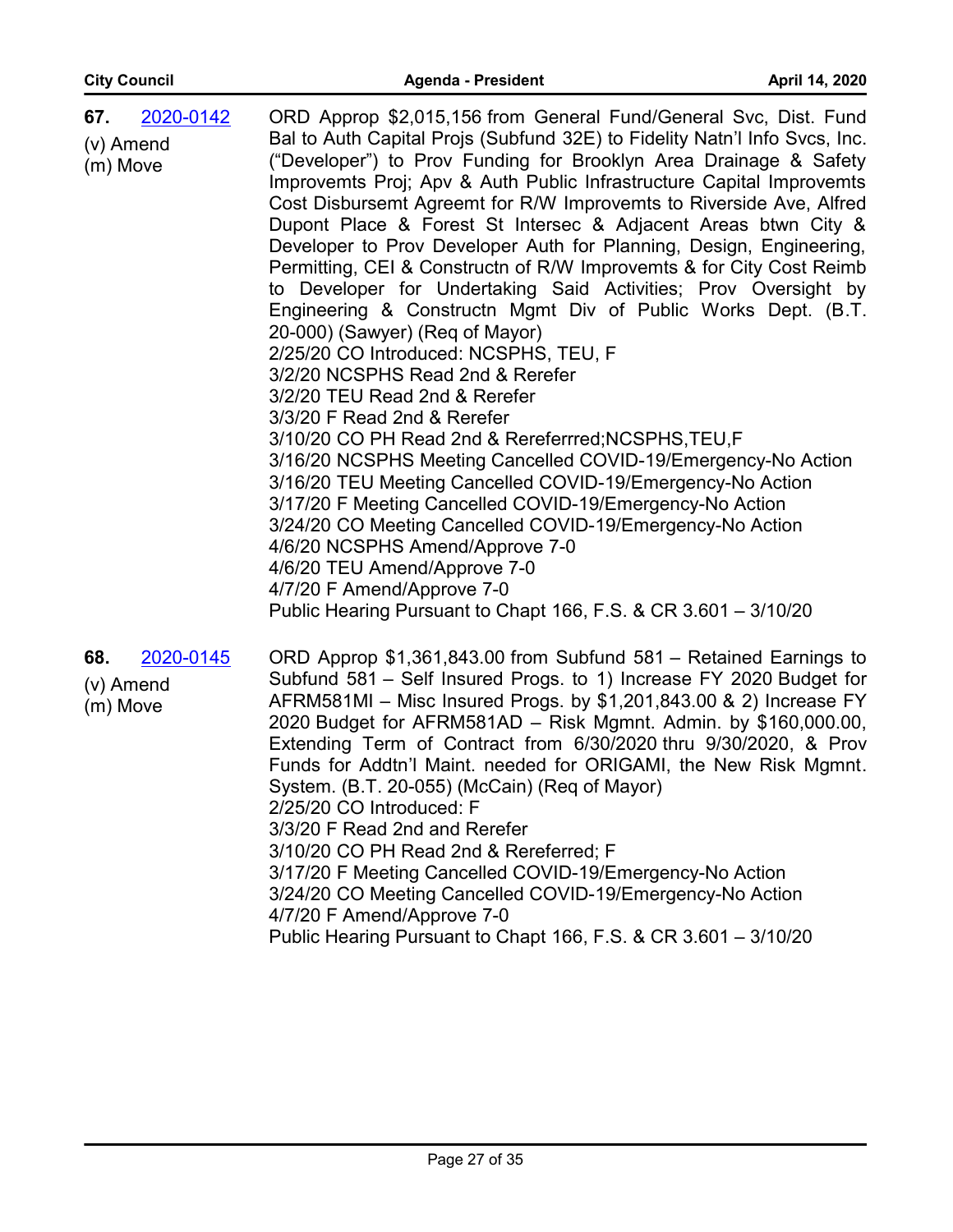**67.** 2020-0142

(v) Amend
(m) Move

ORD Approp $2,015,156 from General Fund/General Svc, Dist. Fund Bal to Auth Capital Projs (Subfund 32E) to Fidelity Natn'l Info Svcs, Inc. ("Developer") to Prov Funding for Brooklyn Area Drainage & Safety Improvemts Proj; Apv & Auth Public Infrastructure Capital Improvemts Cost Disbursemt Agreemt for R/W Improvemts to Riverside Ave, Alfred Dupont Place & Forest St Intersec & Adjacent Areas btwn City & Developer to Prov Developer Auth for Planning, Design, Engineering, Permitting, CEI & Constructn of R/W Improvemts & for City Cost Reimb to Developer for Undertaking Said Activities; Prov Oversight by Engineering & Constructn Mgmt Div of Public Works Dept. (B.T. 20-000) (Sawyer) (Req of Mayor)

2/25/20 CO Introduced: NCSPHS, TEU, F
3/2/20 NCSPHS Read 2nd & Rerefer
3/2/20 TEU Read 2nd & Rerefer
3/3/20 F Read 2nd & Rerefer
3/10/20 CO PH Read 2nd & Rereferrred;NCSPHS,TEU,F
3/16/20 NCSPHS Meeting Cancelled COVID-19/Emergency-No Action
3/16/20 TEU Meeting Cancelled COVID-19/Emergency-No Action
3/17/20 F Meeting Cancelled COVID-19/Emergency-No Action
3/24/20 CO Meeting Cancelled COVID-19/Emergency-No Action
4/6/20 NCSPHS Amend/Approve 7-0
4/6/20 TEU Amend/Approve 7-0
4/7/20 F Amend/Approve 7-0
Public Hearing Pursuant to Chapt 166, F.S. & CR 3.601 – 3/10/20

**68.** 2020-0145

(v) Amend
(m) Move

ORD Approp $1,361,843.00 from Subfund 581 – Retained Earnings to Subfund 581 – Self Insured Progs. to 1) Increase FY 2020 Budget for AFRM581MI – Misc Insured Progs. by $1,201,843.00 & 2) Increase FY 2020 Budget for AFRM581AD – Risk Mgmnt. Admin. by $160,000.00, Extending Term of Contract from 6/30/2020 thru 9/30/2020, & Prov Funds for Addtn'l Maint. needed for ORIGAMI, the New Risk Mgmnt. System. (B.T. 20-055) (McCain) (Req of Mayor)

2/25/20 CO Introduced: F
3/3/20 F Read 2nd and Rerefer
3/10/20 CO PH Read 2nd & Rereferred; F
3/17/20 F Meeting Cancelled COVID-19/Emergency-No Action
3/24/20 CO Meeting Cancelled COVID-19/Emergency-No Action
4/7/20 F Amend/Approve 7-0
Public Hearing Pursuant to Chapt 166, F.S. & CR 3.601 – 3/10/20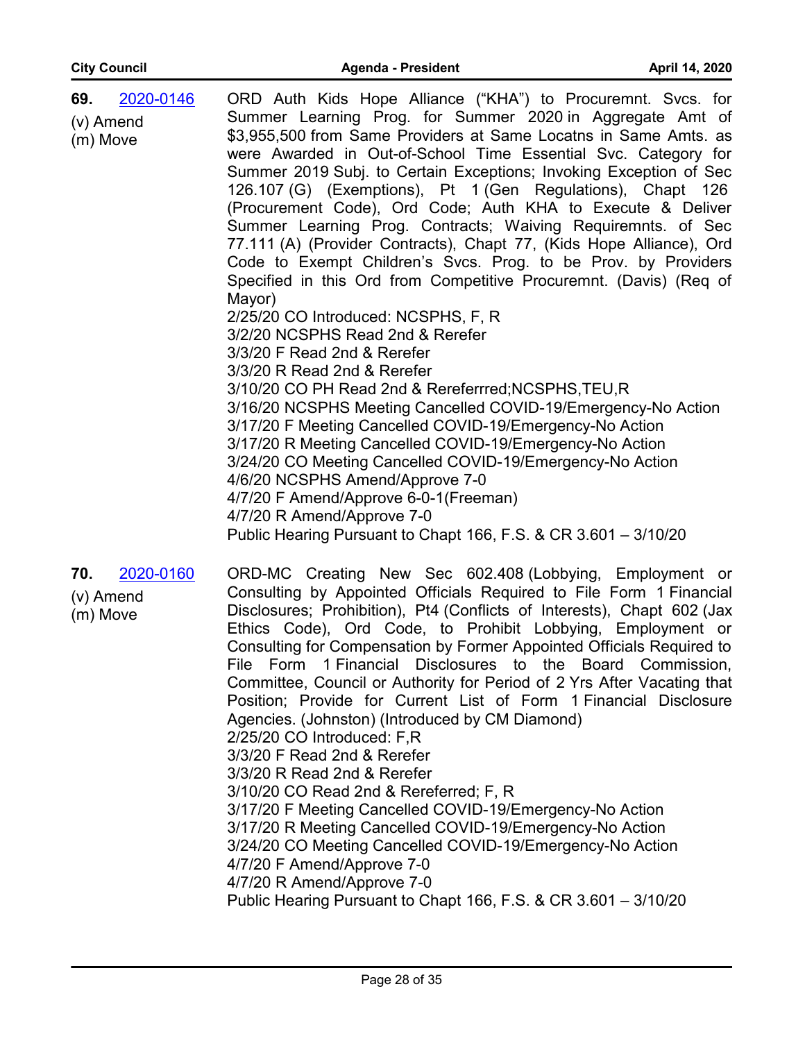**69.** 2020-0146

(v) Amend
(m) Move

ORD Auth Kids Hope Alliance ("KHA") to Procuremnt. Svcs. for Summer Learning Prog. for Summer 2020 in Aggregate Amt of $3,955,500 from Same Providers at Same Locatns in Same Amts. as were Awarded in Out-of-School Time Essential Svc. Category for Summer 2019 Subj. to Certain Exceptions; Invoking Exception of Sec 126.107 (G) (Exemptions), Pt 1 (Gen Regulations), Chapt 126 (Procurement Code), Ord Code; Auth KHA to Execute & Deliver Summer Learning Prog. Contracts; Waiving Requiremnts. of Sec 77.111 (A) (Provider Contracts), Chapt 77, (Kids Hope Alliance), Ord Code to Exempt Children's Svcs. Prog. to be Prov. by Providers Specified in this Ord from Competitive Procuremnt. (Davis) (Req of Mayor)

2/25/20 CO Introduced: NCSPHS, F, R
3/2/20 NCSPHS Read 2nd & Rerefer
3/3/20 F Read 2nd & Rerefer
3/3/20 R Read 2nd & Rerefer
3/10/20 CO PH Read 2nd & Rereferrred;NCSPHS,TEU,R
3/16/20 NCSPHS Meeting Cancelled COVID-19/Emergency-No Action
3/17/20 F Meeting Cancelled COVID-19/Emergency-No Action
3/17/20 R Meeting Cancelled COVID-19/Emergency-No Action
3/24/20 CO Meeting Cancelled COVID-19/Emergency-No Action
4/6/20 NCSPHS Amend/Approve 7-0
4/7/20 F Amend/Approve 6-0-1(Freeman)
4/7/20 R Amend/Approve 7-0
Public Hearing Pursuant to Chapt 166, F.S. & CR 3.601 – 3/10/20

**70.** 2020-0160

(v) Amend
(m) Move

ORD-MC Creating New Sec 602.408 (Lobbying, Employment or Consulting by Appointed Officials Required to File Form 1 Financial Disclosures; Prohibition), Pt4 (Conflicts of Interests), Chapt 602 (Jax Ethics Code), Ord Code, to Prohibit Lobbying, Employment or Consulting for Compensation by Former Appointed Officials Required to File Form 1 Financial Disclosures to the Board Commission, Committee, Council or Authority for Period of 2 Yrs After Vacating that Position; Provide for Current List of Form 1 Financial Disclosure Agencies. (Johnston) (Introduced by CM Diamond)

2/25/20 CO Introduced: F,R
3/3/20 F Read 2nd & Rerefer
3/3/20 R Read 2nd & Rerefer
3/10/20 CO Read 2nd & Rereferred; F, R
3/17/20 F Meeting Cancelled COVID-19/Emergency-No Action
3/17/20 R Meeting Cancelled COVID-19/Emergency-No Action
3/24/20 CO Meeting Cancelled COVID-19/Emergency-No Action
4/7/20 F Amend/Approve 7-0
4/7/20 R Amend/Approve 7-0
Public Hearing Pursuant to Chapt 166, F.S. & CR 3.601 – 3/10/20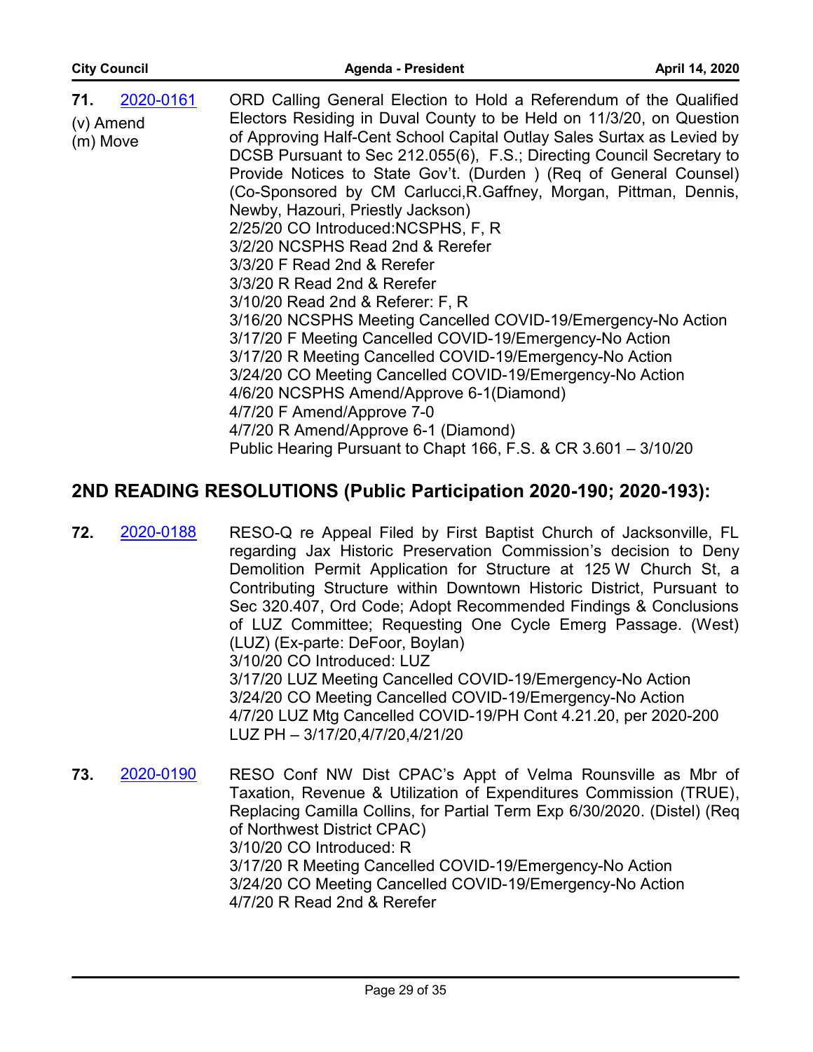**71.** [2020-0161](2020-0161)

(v) Amend
(m) Move

ORD Calling General Election to Hold a Referendum of the Qualified Electors Residing in Duval County to be Held on 11/3/20, on Question of Approving Half-Cent School Capital Outlay Sales Surtax as Levied by DCSB Pursuant to Sec 212.055(6), F.S.; Directing Council Secretary to Provide Notices to State Gov't. (Durden ) (Req of General Counsel) (Co-Sponsored by CM Carlucci,R.Gaffney, Morgan, Pittman, Dennis, Newby, Hazouri, Priestly Jackson)
2/25/20 CO Introduced:NCSPHS, F, R
3/2/20 NCSPHS Read 2nd & Rerefer
3/3/20 F Read 2nd & Rerefer
3/3/20 R Read 2nd & Rerefer
3/10/20 Read 2nd & Referer: F, R
3/16/20 NCSPHS Meeting Cancelled COVID-19/Emergency-No Action
3/17/20 F Meeting Cancelled COVID-19/Emergency-No Action
3/17/20 R Meeting Cancelled COVID-19/Emergency-No Action
3/24/20 CO Meeting Cancelled COVID-19/Emergency-No Action
4/6/20 NCSPHS Amend/Approve 6-1(Diamond)
4/7/20 F Amend/Approve 7-0
4/7/20 R Amend/Approve 6-1 (Diamond)
Public Hearing Pursuant to Chapt 166, F.S. & CR 3.601 – 3/10/20

## 2ND READING RESOLUTIONS (Public Participation 2020-190; 2020-193):

**72.** [2020-0188](2020-0188)

RESO-Q re Appeal Filed by First Baptist Church of Jacksonville, FL regarding Jax Historic Preservation Commission's decision to Deny Demolition Permit Application for Structure at 125 W Church St, a Contributing Structure within Downtown Historic District, Pursuant to Sec 320.407, Ord Code; Adopt Recommended Findings & Conclusions of LUZ Committee; Requesting One Cycle Emerg Passage. (West) (LUZ) (Ex-parte: DeFoor, Boylan)
3/10/20 CO Introduced: LUZ
3/17/20 LUZ Meeting Cancelled COVID-19/Emergency-No Action
3/24/20 CO Meeting Cancelled COVID-19/Emergency-No Action
4/7/20 LUZ Mtg Cancelled COVID-19/PH Cont 4.21.20, per 2020-200
LUZ PH – 3/17/20,4/7/20,4/21/20

**73.** [2020-0190](2020-0190)

RESO Conf NW Dist CPAC's Appt of Velma Rounsville as Mbr of Taxation, Revenue & Utilization of Expenditures Commission (TRUE), Replacing Camilla Collins, for Partial Term Exp 6/30/2020. (Distel) (Req of Northwest District CPAC)
3/10/20 CO Introduced: R
3/17/20 R Meeting Cancelled COVID-19/Emergency-No Action
3/24/20 CO Meeting Cancelled COVID-19/Emergency-No Action
4/7/20 R Read 2nd & Rerefer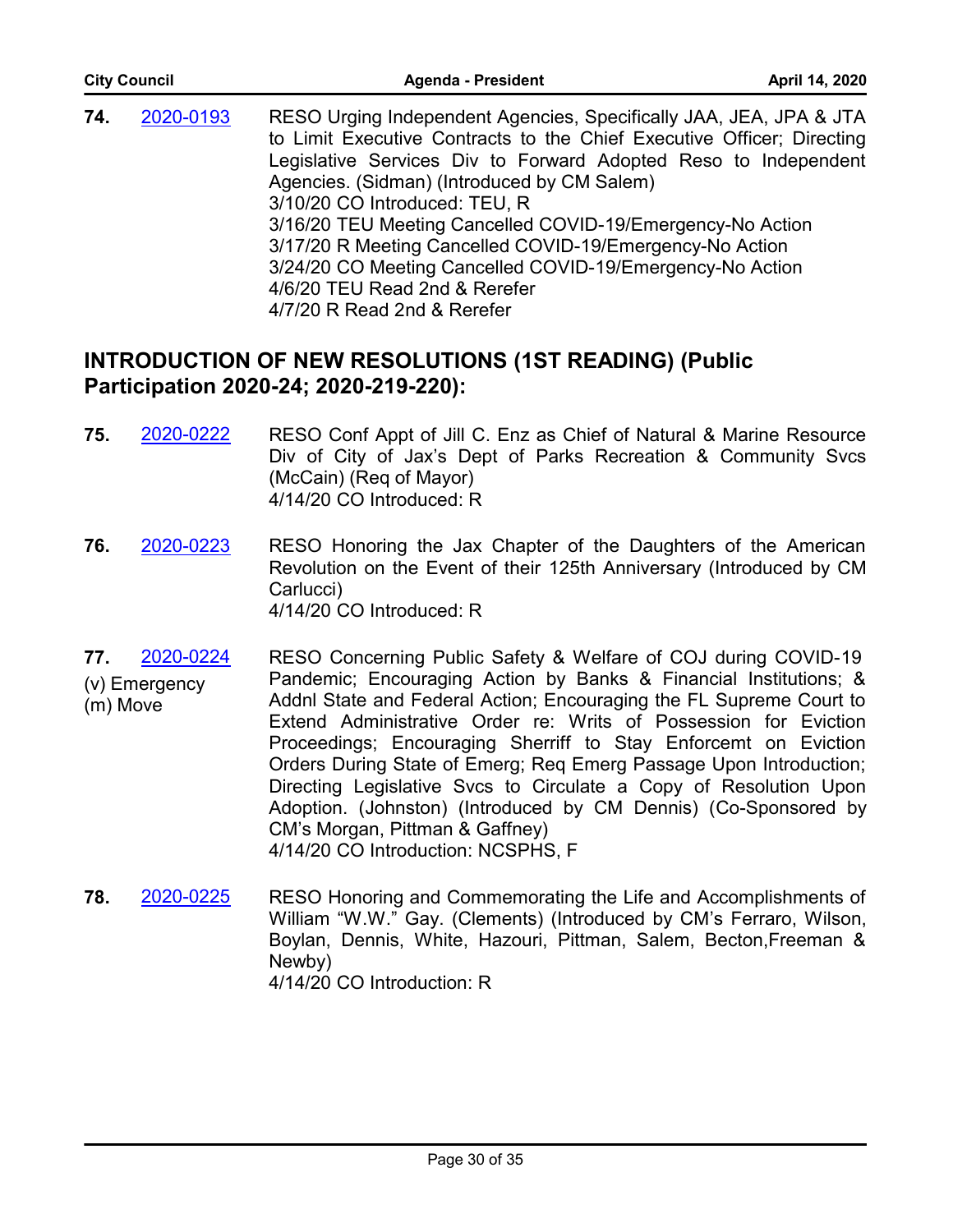**74.** 2020-0193 RESO Urging Independent Agencies, Specifically JAA, JEA, JPA & JTA to Limit Executive Contracts to the Chief Executive Officer; Directing Legislative Services Div to Forward Adopted Reso to Independent Agencies. (Sidman) (Introduced by CM Salem)
3/10/20 CO Introduced: TEU, R
3/16/20 TEU Meeting Cancelled COVID-19/Emergency-No Action
3/17/20 R Meeting Cancelled COVID-19/Emergency-No Action
3/24/20 CO Meeting Cancelled COVID-19/Emergency-No Action
4/6/20 TEU Read 2nd & Rerefer
4/7/20 R Read 2nd & Rerefer

## INTRODUCTION OF NEW RESOLUTIONS (1ST READING) (Public Participation 2020-24; 2020-219-220):

**75.** 2020-0222 RESO Conf Appt of Jill C. Enz as Chief of Natural & Marine Resource Div of City of Jax's Dept of Parks Recreation & Community Svcs (McCain) (Req of Mayor)
4/14/20 CO Introduced: R

**76.** 2020-0223 RESO Honoring the Jax Chapter of the Daughters of the American Revolution on the Event of their 125th Anniversary (Introduced by CM Carlucci)
4/14/20 CO Introduced: R

**77.** 2020-0224
(v) Emergency
(m) Move
RESO Concerning Public Safety & Welfare of COJ during COVID-19 Pandemic; Encouraging Action by Banks & Financial Institutions; & Addnl State and Federal Action; Encouraging the FL Supreme Court to Extend Administrative Order re: Writs of Possession for Eviction Proceedings; Encouraging Sherriff to Stay Enforcemt on Eviction Orders During State of Emerg; Req Emerg Passage Upon Introduction; Directing Legislative Svcs to Circulate a Copy of Resolution Upon Adoption. (Johnston) (Introduced by CM Dennis) (Co-Sponsored by CM's Morgan, Pittman & Gaffney)
4/14/20 CO Introduction: NCSPHS, F

**78.** 2020-0225 RESO Honoring and Commemorating the Life and Accomplishments of William "W.W." Gay. (Clements) (Introduced by CM's Ferraro, Wilson, Boylan, Dennis, White, Hazouri, Pittman, Salem, Becton,Freeman & Newby)
4/14/20 CO Introduction: R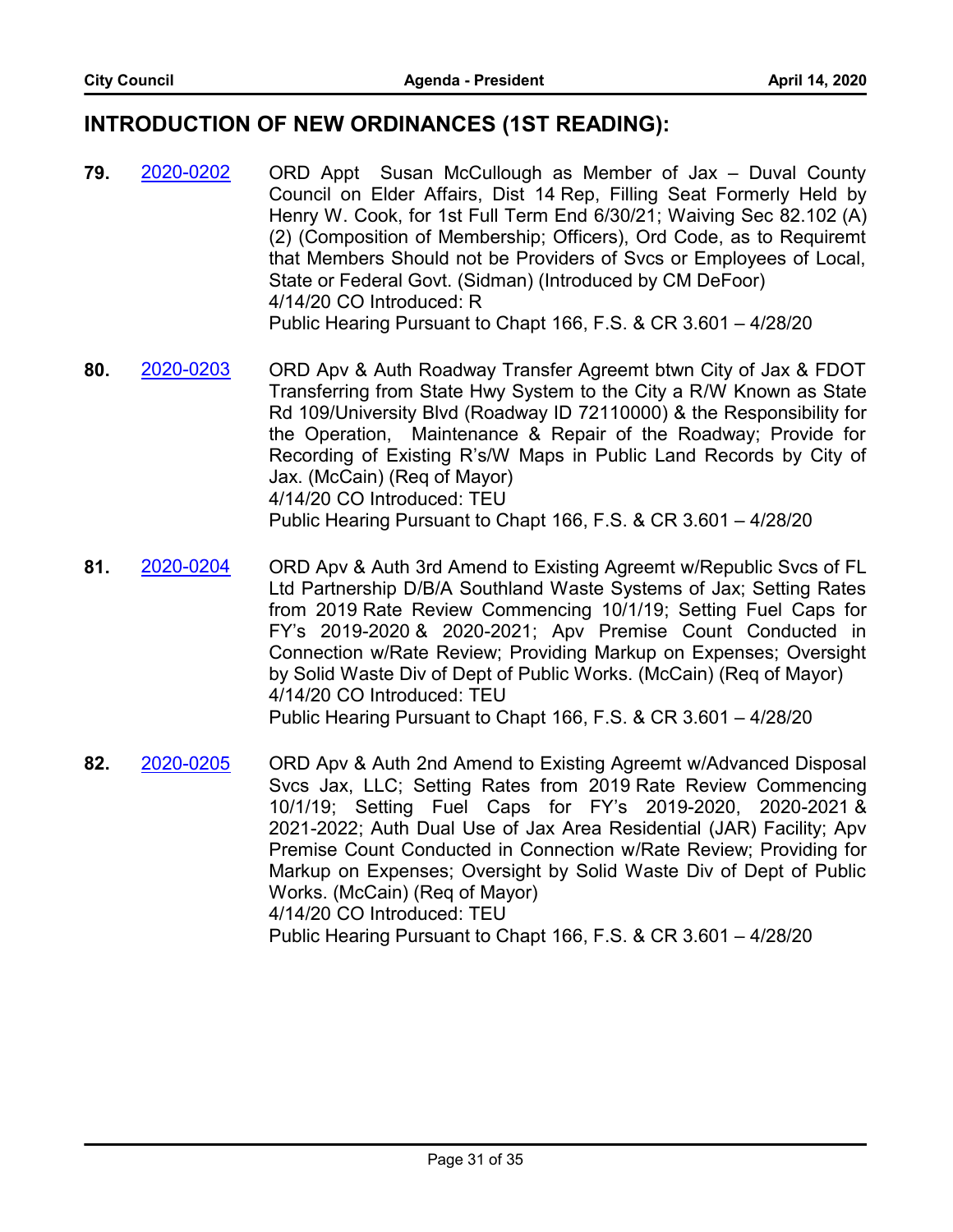## INTRODUCTION OF NEW ORDINANCES (1ST READING):

**79.** 2020-0202

ORD Appt Susan McCullough as Member of Jax – Duval County Council on Elder Affairs, Dist 14 Rep, Filling Seat Formerly Held by Henry W. Cook, for 1st Full Term End 6/30/21; Waiving Sec 82.102 (A) (2) (Composition of Membership; Officers), Ord Code, as to Requiremt that Members Should not be Providers of Svcs or Employees of Local, State or Federal Govt. (Sidman) (Introduced by CM DeFoor)
4/14/20 CO Introduced: R
Public Hearing Pursuant to Chapt 166, F.S. & CR 3.601 – 4/28/20

**80.** 2020-0203

ORD Apv & Auth Roadway Transfer Agreemt btwn City of Jax & FDOT Transferring from State Hwy System to the City a R/W Known as State Rd 109/University Blvd (Roadway ID 72110000) & the Responsibility for the Operation, Maintenance & Repair of the Roadway; Provide for Recording of Existing R's/W Maps in Public Land Records by City of Jax. (McCain) (Req of Mayor)
4/14/20 CO Introduced: TEU
Public Hearing Pursuant to Chapt 166, F.S. & CR 3.601 – 4/28/20

**81.** 2020-0204

ORD Apv & Auth 3rd Amend to Existing Agreemt w/Republic Svcs of FL Ltd Partnership D/B/A Southland Waste Systems of Jax; Setting Rates from 2019 Rate Review Commencing 10/1/19; Setting Fuel Caps for FY's 2019-2020 & 2020-2021; Apv Premise Count Conducted in Connection w/Rate Review; Providing Markup on Expenses; Oversight by Solid Waste Div of Dept of Public Works. (McCain) (Req of Mayor)
4/14/20 CO Introduced: TEU
Public Hearing Pursuant to Chapt 166, F.S. & CR 3.601 – 4/28/20

**82.** 2020-0205

ORD Apv & Auth 2nd Amend to Existing Agreemt w/Advanced Disposal Svcs Jax, LLC; Setting Rates from 2019 Rate Review Commencing 10/1/19; Setting Fuel Caps for FY's 2019-2020, 2020-2021 & 2021-2022; Auth Dual Use of Jax Area Residential (JAR) Facility; Apv Premise Count Conducted in Connection w/Rate Review; Providing for Markup on Expenses; Oversight by Solid Waste Div of Dept of Public Works. (McCain) (Req of Mayor)
4/14/20 CO Introduced: TEU
Public Hearing Pursuant to Chapt 166, F.S. & CR 3.601 – 4/28/20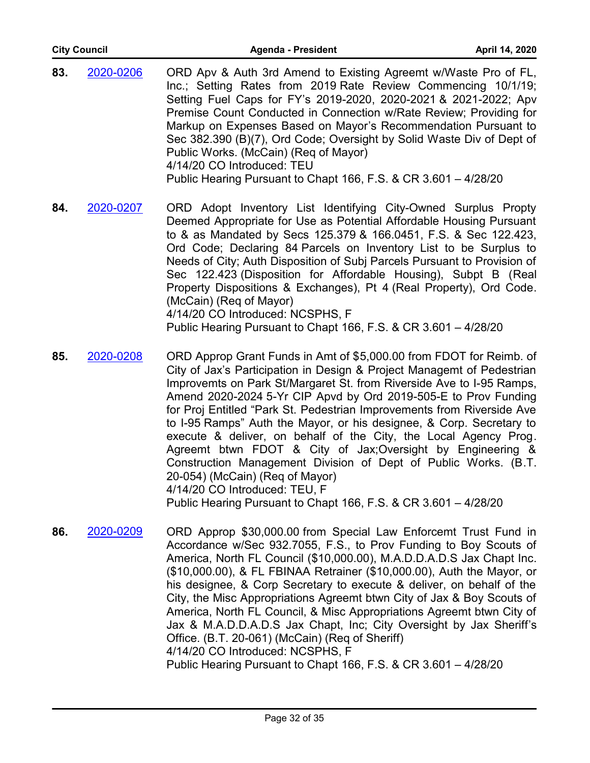**83.** 2020-0206

ORD Apv & Auth 3rd Amend to Existing Agreemt w/Waste Pro of FL, Inc.; Setting Rates from 2019 Rate Review Commencing 10/1/19; Setting Fuel Caps for FY's 2019-2020, 2020-2021 & 2021-2022; Apv Premise Count Conducted in Connection w/Rate Review; Providing for Markup on Expenses Based on Mayor's Recommendation Pursuant to Sec 382.390 (B)(7), Ord Code; Oversight by Solid Waste Div of Dept of Public Works. (McCain) (Req of Mayor)
4/14/20 CO Introduced: TEU
Public Hearing Pursuant to Chapt 166, F.S. & CR 3.601 – 4/28/20

**84.** 2020-0207

ORD Adopt Inventory List Identifying City-Owned Surplus Propty Deemed Appropriate for Use as Potential Affordable Housing Pursuant to & as Mandated by Secs 125.379 & 166.0451, F.S. & Sec 122.423, Ord Code; Declaring 84 Parcels on Inventory List to be Surplus to Needs of City; Auth Disposition of Subj Parcels Pursuant to Provision of Sec 122.423 (Disposition for Affordable Housing), Subpt B (Real Property Dispositions & Exchanges), Pt 4 (Real Property), Ord Code. (McCain) (Req of Mayor)
4/14/20 CO Introduced: NCSPHS, F
Public Hearing Pursuant to Chapt 166, F.S. & CR 3.601 – 4/28/20

**85.** 2020-0208

ORD Approp Grant Funds in Amt of $5,000.00 from FDOT for Reimb. of City of Jax's Participation in Design & Project Managemt of Pedestrian Improvemts on Park St/Margaret St. from Riverside Ave to I-95 Ramps, Amend 2020-2024 5-Yr CIP Apvd by Ord 2019-505-E to Prov Funding for Proj Entitled "Park St. Pedestrian Improvements from Riverside Ave to I-95 Ramps" Auth the Mayor, or his designee, & Corp. Secretary to execute & deliver, on behalf of the City, the Local Agency Prog. Agreemt btwn FDOT & City of Jax;Oversight by Engineering & Construction Management Division of Dept of Public Works. (B.T. 20-054) (McCain) (Req of Mayor)
4/14/20 CO Introduced: TEU, F
Public Hearing Pursuant to Chapt 166, F.S. & CR 3.601 – 4/28/20

**86.** 2020-0209

ORD Approp $30,000.00 from Special Law Enforcemt Trust Fund in Accordance w/Sec 932.7055, F.S., to Prov Funding to Boy Scouts of America, North FL Council ($10,000.00), M.A.D.D.A.D.S Jax Chapt Inc. ($10,000.00), & FL FBINAA Retrainer ($10,000.00), Auth the Mayor, or his designee, & Corp Secretary to execute & deliver, on behalf of the City, the Misc Appropriations Agreemt btwn City of Jax & Boy Scouts of America, North FL Council, & Misc Appropriations Agreemt btwn City of Jax & M.A.D.D.A.D.S Jax Chapt, Inc; City Oversight by Jax Sheriff's Office. (B.T. 20-061) (McCain) (Req of Sheriff)
4/14/20 CO Introduced: NCSPHS, F
Public Hearing Pursuant to Chapt 166, F.S. & CR 3.601 – 4/28/20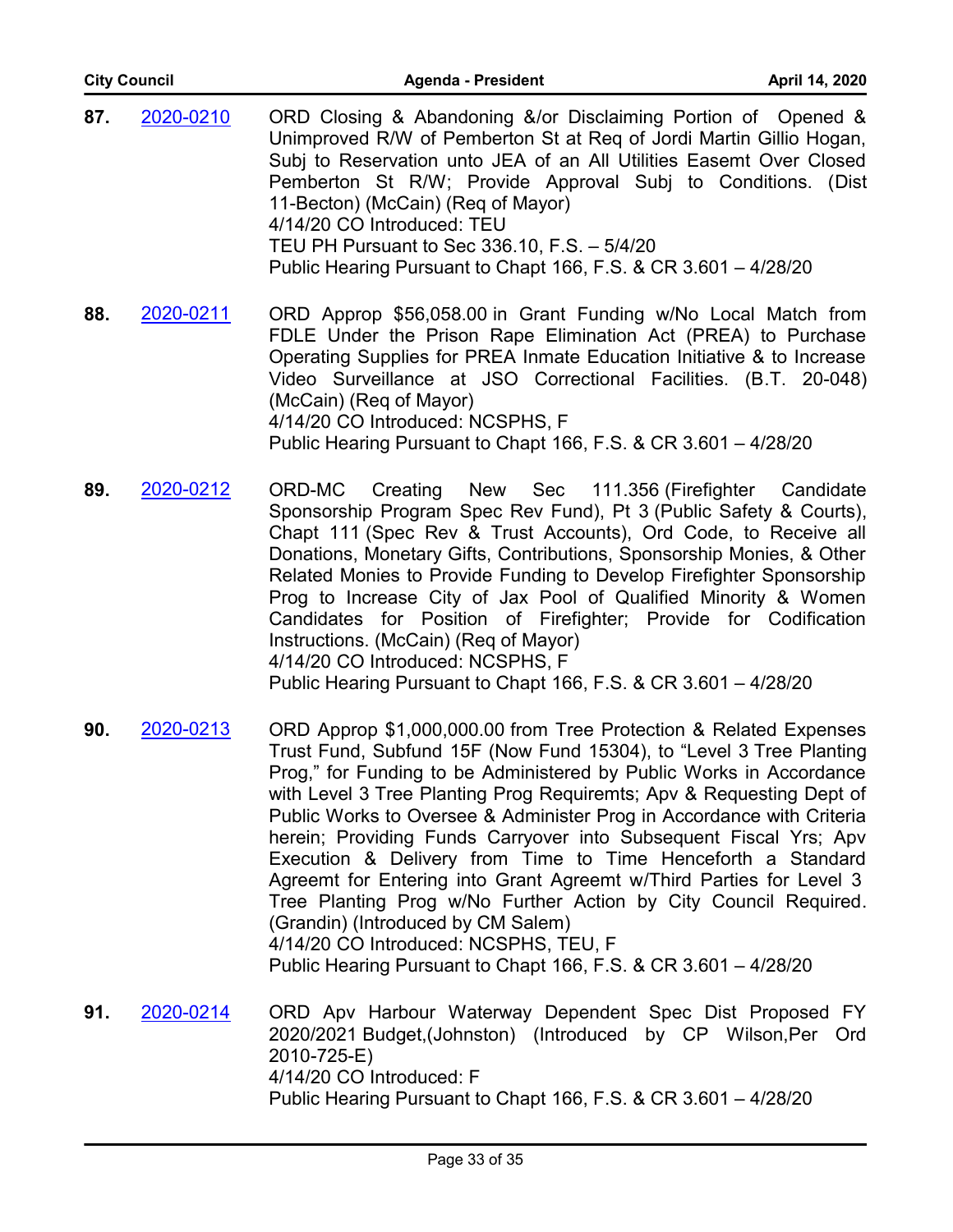**87.** [2020-0210](2020-0210)

ORD Closing & Abandoning &/or Disclaiming Portion of Opened & Unimproved R/W of Pemberton St at Req of Jordi Martin Gillio Hogan, Subj to Reservation unto JEA of an All Utilities Easemt Over Closed Pemberton St R/W; Provide Approval Subj to Conditions. (Dist 11-Becton) (McCain) (Req of Mayor)
4/14/20 CO Introduced: TEU
TEU PH Pursuant to Sec 336.10, F.S. – 5/4/20
Public Hearing Pursuant to Chapt 166, F.S. & CR 3.601 – 4/28/20

**88.** [2020-0211](2020-0211)

ORD Approp $56,058.00 in Grant Funding w/No Local Match from FDLE Under the Prison Rape Elimination Act (PREA) to Purchase Operating Supplies for PREA Inmate Education Initiative & to Increase Video Surveillance at JSO Correctional Facilities. (B.T. 20-048) (McCain) (Req of Mayor)
4/14/20 CO Introduced: NCSPHS, F
Public Hearing Pursuant to Chapt 166, F.S. & CR 3.601 – 4/28/20

**89.** [2020-0212](2020-0212)

ORD-MC Creating New Sec 111.356 (Firefighter Candidate Sponsorship Program Spec Rev Fund), Pt 3 (Public Safety & Courts), Chapt 111 (Spec Rev & Trust Accounts), Ord Code, to Receive all Donations, Monetary Gifts, Contributions, Sponsorship Monies, & Other Related Monies to Provide Funding to Develop Firefighter Sponsorship Prog to Increase City of Jax Pool of Qualified Minority & Women Candidates for Position of Firefighter; Provide for Codification Instructions. (McCain) (Req of Mayor)
4/14/20 CO Introduced: NCSPHS, F
Public Hearing Pursuant to Chapt 166, F.S. & CR 3.601 – 4/28/20

**90.** [2020-0213](2020-0213)

ORD Approp $1,000,000.00 from Tree Protection & Related Expenses Trust Fund, Subfund 15F (Now Fund 15304), to "Level 3 Tree Planting Prog," for Funding to be Administered by Public Works in Accordance with Level 3 Tree Planting Prog Requiremts; Apv & Requesting Dept of Public Works to Oversee & Administer Prog in Accordance with Criteria herein; Providing Funds Carryover into Subsequent Fiscal Yrs; Apv Execution & Delivery from Time to Time Henceforth a Standard Agreemt for Entering into Grant Agreemt w/Third Parties for Level 3 Tree Planting Prog w/No Further Action by City Council Required. (Grandin) (Introduced by CM Salem)
4/14/20 CO Introduced: NCSPHS, TEU, F
Public Hearing Pursuant to Chapt 166, F.S. & CR 3.601 – 4/28/20

**91.** [2020-0214](2020-0214)

ORD Apv Harbour Waterway Dependent Spec Dist Proposed FY 2020/2021 Budget,(Johnston) (Introduced by CP Wilson,Per Ord 2010-725-E)
4/14/20 CO Introduced: F
Public Hearing Pursuant to Chapt 166, F.S. & CR 3.601 – 4/28/20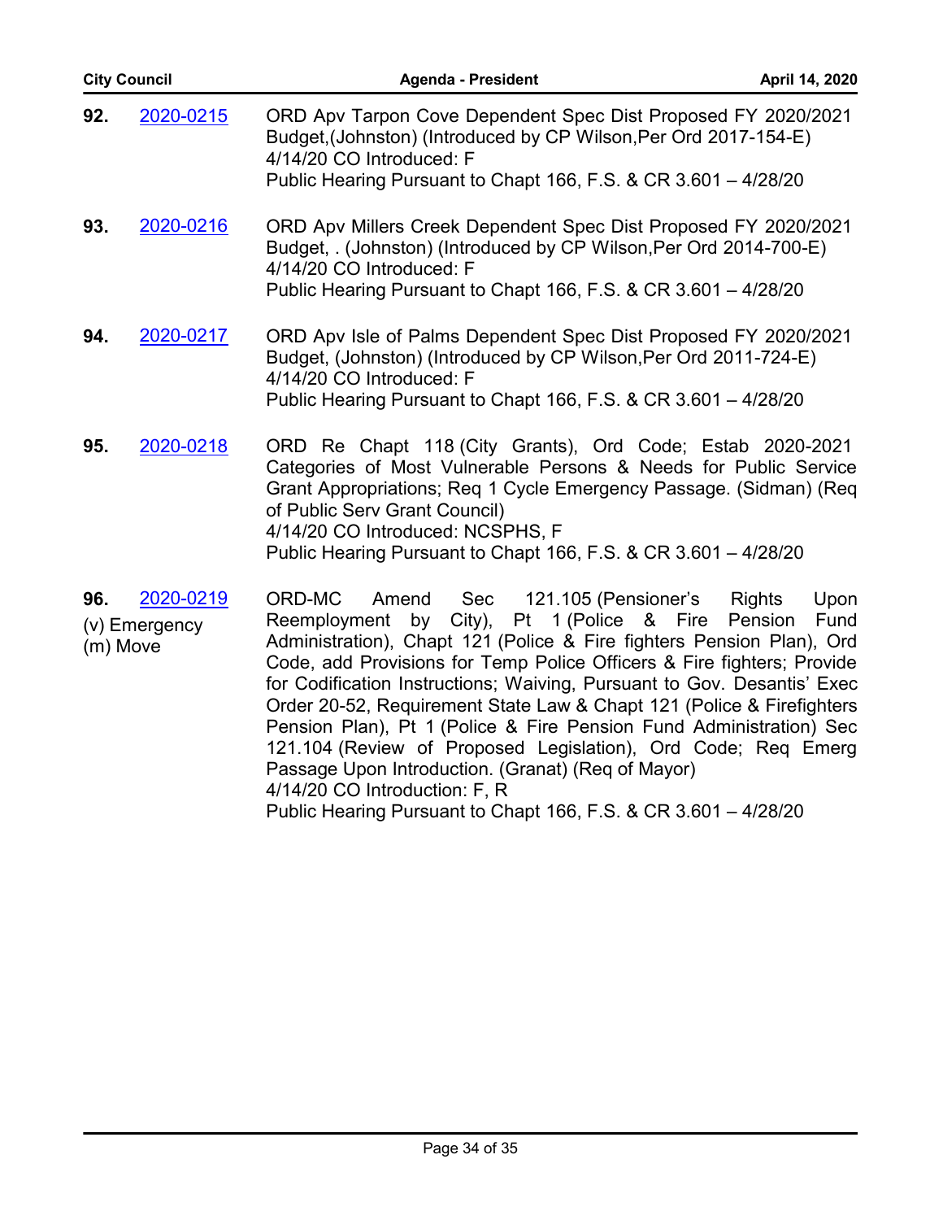**92.** 2020-0215 ORD Apv Tarpon Cove Dependent Spec Dist Proposed FY 2020/2021 Budget,(Johnston) (Introduced by CP Wilson,Per Ord 2017-154-E)
4/14/20 CO Introduced: F
Public Hearing Pursuant to Chapt 166, F.S. & CR 3.601 – 4/28/20

**93.** 2020-0216 ORD Apv Millers Creek Dependent Spec Dist Proposed FY 2020/2021 Budget, . (Johnston) (Introduced by CP Wilson,Per Ord 2014-700-E)
4/14/20 CO Introduced: F
Public Hearing Pursuant to Chapt 166, F.S. & CR 3.601 – 4/28/20

**94.** 2020-0217 ORD Apv Isle of Palms Dependent Spec Dist Proposed FY 2020/2021 Budget, (Johnston) (Introduced by CP Wilson,Per Ord 2011-724-E)
4/14/20 CO Introduced: F
Public Hearing Pursuant to Chapt 166, F.S. & CR 3.601 – 4/28/20

**95.** 2020-0218 ORD Re Chapt 118 (City Grants), Ord Code; Estab 2020-2021 Categories of Most Vulnerable Persons & Needs for Public Service Grant Appropriations; Req 1 Cycle Emergency Passage. (Sidman) (Req of Public Serv Grant Council)
4/14/20 CO Introduced: NCSPHS, F
Public Hearing Pursuant to Chapt 166, F.S. & CR 3.601 – 4/28/20

**96.** 2020-0219
(v) Emergency
(m) Move

ORD-MC Amend Sec 121.105 (Pensioner's Rights Upon Reemployment by City), Pt 1 (Police & Fire Pension Fund Administration), Chapt 121 (Police & Fire fighters Pension Plan), Ord Code, add Provisions for Temp Police Officers & Fire fighters; Provide for Codification Instructions; Waiving, Pursuant to Gov. Desantis' Exec Order 20-52, Requirement State Law & Chapt 121 (Police & Firefighters Pension Plan), Pt 1 (Police & Fire Pension Fund Administration) Sec 121.104 (Review of Proposed Legislation), Ord Code; Req Emerg Passage Upon Introduction. (Granat) (Req of Mayor)
4/14/20 CO Introduction: F, R
Public Hearing Pursuant to Chapt 166, F.S. & CR 3.601 – 4/28/20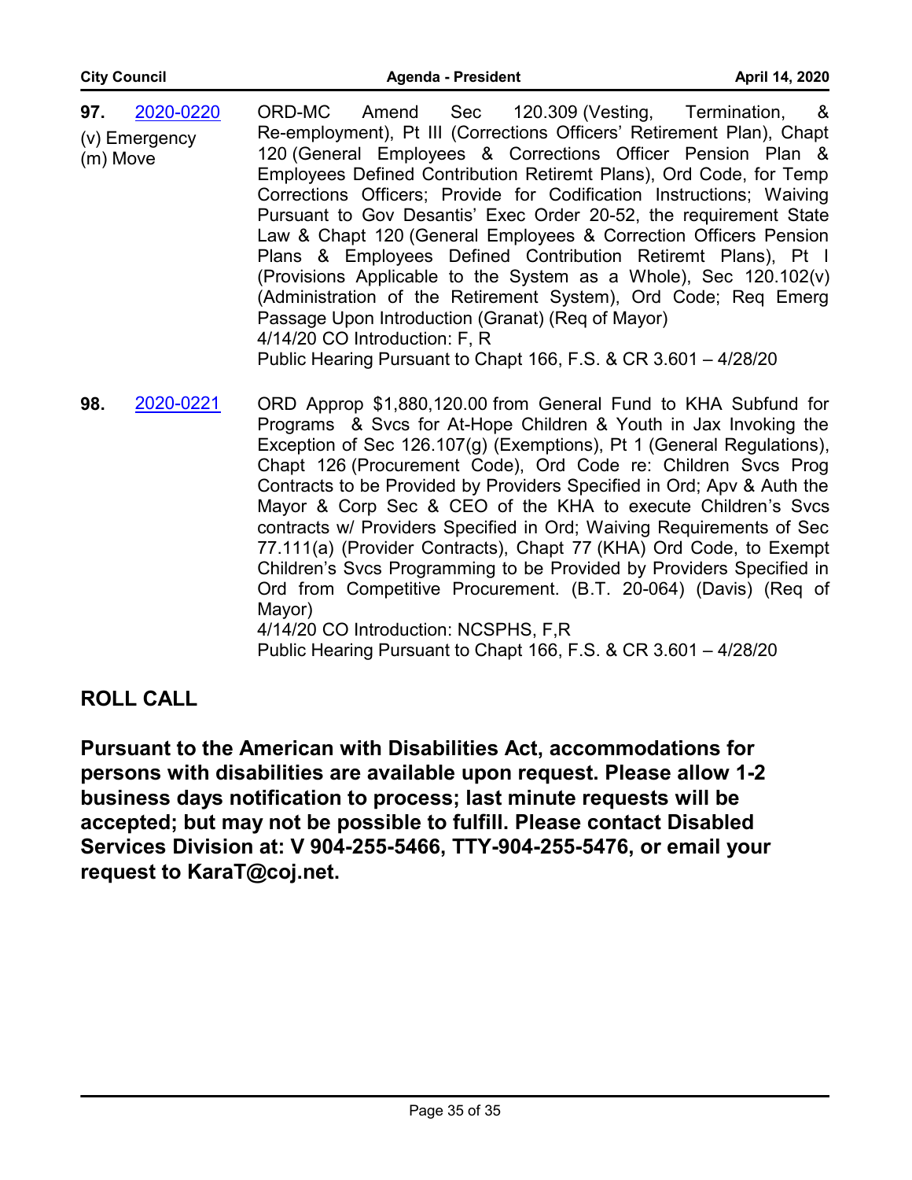**97.** 2020-0220

(v) Emergency
(m) Move

ORD-MC Amend Sec 120.309 (Vesting, Termination, & Re-employment), Pt III (Corrections Officers' Retirement Plan), Chapt 120 (General Employees & Corrections Officer Pension Plan & Employees Defined Contribution Retiremt Plans), Ord Code, for Temp Corrections Officers; Provide for Codification Instructions; Waiving Pursuant to Gov Desantis' Exec Order 20-52, the requirement State Law & Chapt 120 (General Employees & Correction Officers Pension Plans & Employees Defined Contribution Retiremt Plans), Pt I (Provisions Applicable to the System as a Whole), Sec 120.102(v) (Administration of the Retirement System), Ord Code; Req Emerg Passage Upon Introduction (Granat) (Req of Mayor)
4/14/20 CO Introduction: F, R
Public Hearing Pursuant to Chapt 166, F.S. & CR 3.601 – 4/28/20

**98.** 2020-0221

ORD Approp $1,880,120.00 from General Fund to KHA Subfund for Programs & Svcs for At-Hope Children & Youth in Jax Invoking the Exception of Sec 126.107(g) (Exemptions), Pt 1 (General Regulations), Chapt 126 (Procurement Code), Ord Code re: Children Svcs Prog Contracts to be Provided by Providers Specified in Ord; Apv & Auth the Mayor & Corp Sec & CEO of the KHA to execute Children's Svcs contracts w/ Providers Specified in Ord; Waiving Requirements of Sec 77.111(a) (Provider Contracts), Chapt 77 (KHA) Ord Code, to Exempt Children's Svcs Programming to be Provided by Providers Specified in Ord from Competitive Procurement. (B.T. 20-064) (Davis) (Req of Mayor)
4/14/20 CO Introduction: NCSPHS, F,R
Public Hearing Pursuant to Chapt 166, F.S. & CR 3.601 – 4/28/20

## ROLL CALL

**Pursuant to the American with Disabilities Act, accommodations for persons with disabilities are available upon request. Please allow 1-2 business days notification to process; last minute requests will be accepted; but may not be possible to fulfill. Please contact Disabled Services Division at: V 904-255-5466, TTY-904-255-5476, or email your request to KaraT@coj.net.**